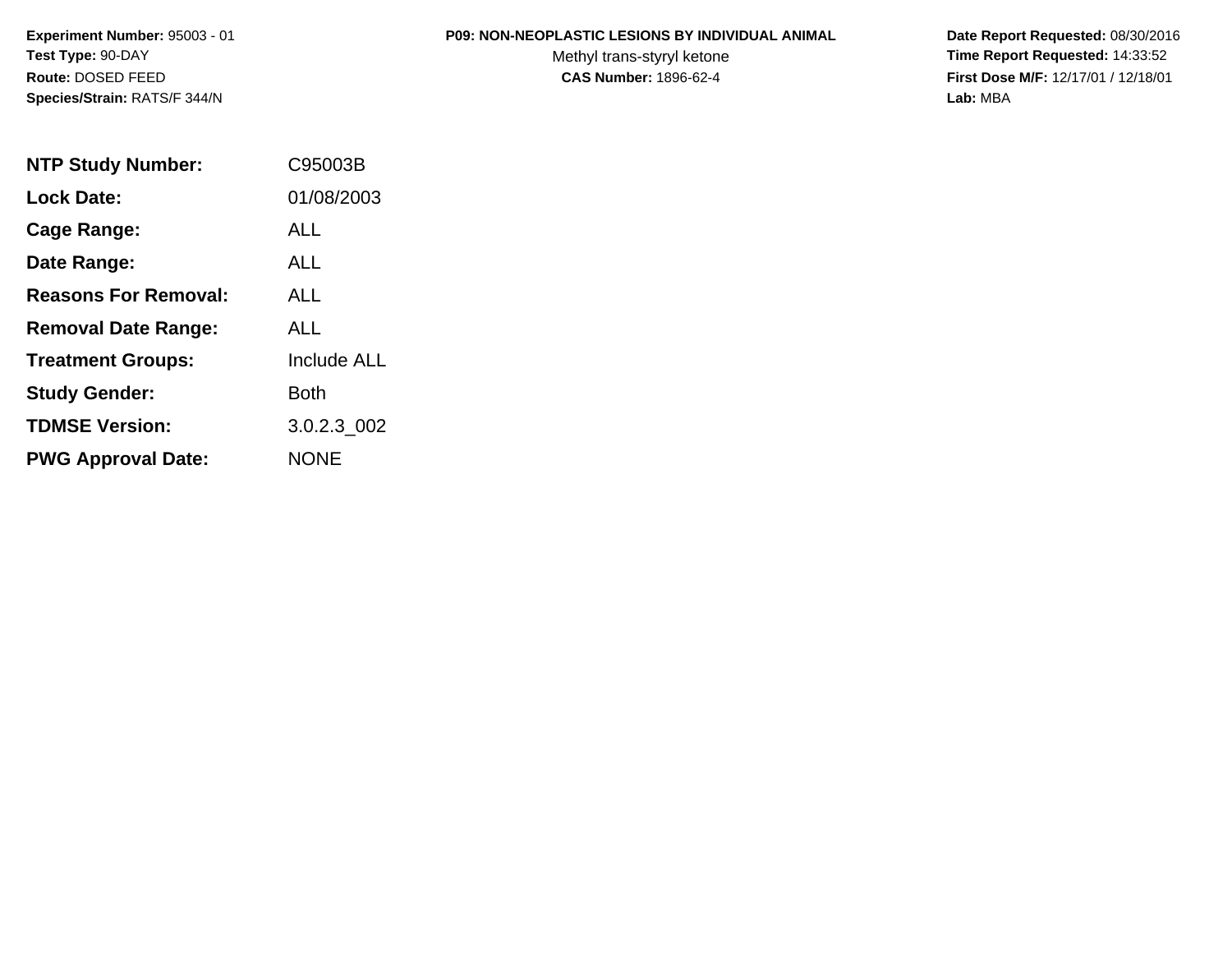**Experiment Number:** 95003 - 01
**Test Type:** 90-DAY
**Route:** DOSED FEED
**Species/Strain:** RATS/F 344/N

**P09: NON-NEOPLASTIC LESIONS BY INDIVIDUAL ANIMAL**
Methyl trans-styryl ketone
**CAS Number:** 1896-62-4

**Date Report Requested:** 08/30/2016
**Time Report Requested:** 14:33:52
**First Dose M/F:** 12/17/01 / 12/18/01
**Lab:** MBA

| | |
|---|---|
| **NTP Study Number:** | C95003B |
| **Lock Date:** | 01/08/2003 |
| **Cage Range:** | ALL |
| **Date Range:** | ALL |
| **Reasons For Removal:** | ALL |
| **Removal Date Range:** | ALL |
| **Treatment Groups:** | Include ALL |
| **Study Gender:** | Both |
| **TDMSE Version:** | 3.0.2.3_002 |
| **PWG Approval Date:** | NONE |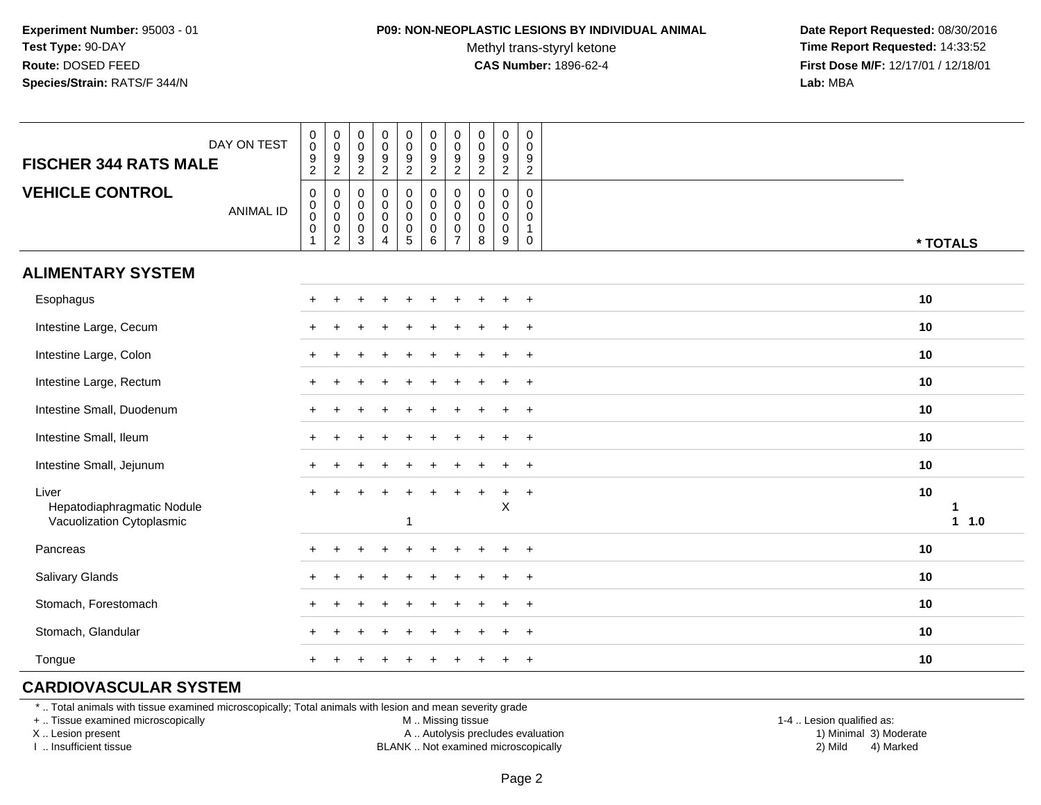**Experiment Number:** 95003 - 01
**Test Type:** 90-DAY
**Route:** DOSED FEED
**Species/Strain:** RATS/F 344/N

**P09: NON-NEOPLASTIC LESIONS BY INDIVIDUAL ANIMAL**
Methyl trans-styryl ketone
**CAS Number:** 1896-62-4

**Date Report Requested:** 08/30/2016
**Time Report Requested:** 14:33:52
**First Dose M/F:** 12/17/01 / 12/18/01
**Lab:** MBA

| FISCHER 344 RATS MALE — DAY ON TEST | 0092 | 0092 | 0092 | 0092 | 0092 | 0092 | 0092 | 0092 | 0092 | 0092 | |
|---|---|---|---|---|---|---|---|---|---|---|---|
| **VEHICLE CONTROL** — ANIMAL ID | 00001 | 00002 | 00003 | 00004 | 00005 | 00006 | 00007 | 00008 | 00009 | 00010 | * TOTALS |
| **ALIMENTARY SYSTEM** | | | | | | | | | | | |
| Esophagus | + | + | + | + | + | + | + | + | + | + | 10 |
| Intestine Large, Cecum | + | + | + | + | + | + | + | + | + | + | 10 |
| Intestine Large, Colon | + | + | + | + | + | + | + | + | + | + | 10 |
| Intestine Large, Rectum | + | + | + | + | + | + | + | + | + | + | 10 |
| Intestine Small, Duodenum | + | + | + | + | + | + | + | + | + | + | 10 |
| Intestine Small, Ileum | + | + | + | + | + | + | + | + | + | + | 10 |
| Intestine Small, Jejunum | + | + | + | + | + | + | + | + | + | + | 10 |
| Liver | + | + | + | + | + | + | + | + | + | + | 10 |
| Hepatodiaphragmatic Nodule | | | | | | | | | X | | 1 |
| Vacuolization Cytoplasmic | | | | | 1 | | | | | | 1 1.0 |
| Pancreas | + | + | + | + | + | + | + | + | + | + | 10 |
| Salivary Glands | + | + | + | + | + | + | + | + | + | + | 10 |
| Stomach, Forestomach | + | + | + | + | + | + | + | + | + | + | 10 |
| Stomach, Glandular | + | + | + | + | + | + | + | + | + | + | 10 |
| Tongue | + | + | + | + | + | + | + | + | + | + | 10 |
| **CARDIOVASCULAR SYSTEM** | | | | | | | | | | | |

* .. Total animals with tissue examined microscopically; Total animals with lesion and mean severity grade
+ .. Tissue examined microscopically
X .. Lesion present
I .. Insufficient tissue

M .. Missing tissue
A .. Autolysis precludes evaluation
BLANK .. Not examined microscopically

1-4 .. Lesion qualified as:
1) Minimal 3) Moderate
2) Mild 4) Marked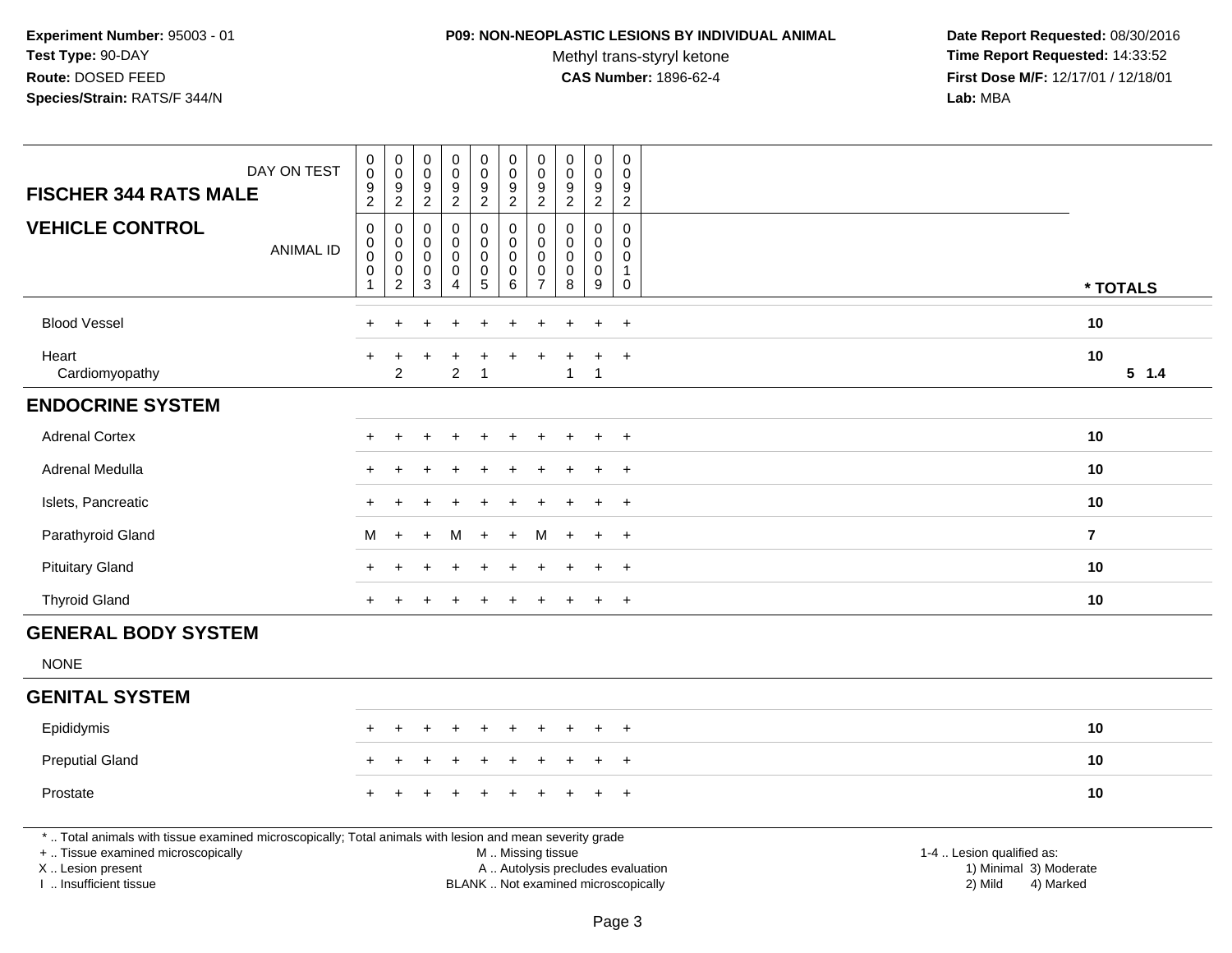**Experiment Number:** 95003 - 01
**Test Type:** 90-DAY
**Route:** DOSED FEED
**Species/Strain:** RATS/F 344/N

**P09: NON-NEOPLASTIC LESIONS BY INDIVIDUAL ANIMAL**
Methyl trans-styryl ketone
**CAS Number:** 1896-62-4

**Date Report Requested:** 08/30/2016
**Time Report Requested:** 14:33:52
**First Dose M/F:** 12/17/01 / 12/18/01
**Lab:** MBA

| FISCHER 344 RATS MALE — DAY ON TEST | 0092 | 0092 | 0092 | 0092 | 0092 | 0092 | 0092 | 0092 | 0092 | 0092 | |
|---|---|---|---|---|---|---|---|---|---|---|---|
| **VEHICLE CONTROL** — ANIMAL ID | 00001 | 00002 | 00003 | 00004 | 00005 | 00006 | 00007 | 00008 | 00009 | 00010 | * TOTALS |
| Blood Vessel | + | + | + | + | + | + | + | + | + | + | 10 |
| Heart | + | + | + | + | + | + | + | + | + | + | 10 |
| Cardiomyopathy | | 2 | | 2 | 1 | | | 1 | 1 | | 5 1.4 |
| **ENDOCRINE SYSTEM** | | | | | | | | | | | |
| Adrenal Cortex | + | + | + | + | + | + | + | + | + | + | 10 |
| Adrenal Medulla | + | + | + | + | + | + | + | + | + | + | 10 |
| Islets, Pancreatic | + | + | + | + | + | + | + | + | + | + | 10 |
| Parathyroid Gland | M | + | + | M | + | + | M | + | + | + | 7 |
| Pituitary Gland | + | + | + | + | + | + | + | + | + | + | 10 |
| Thyroid Gland | + | + | + | + | + | + | + | + | + | + | 10 |
| **GENERAL BODY SYSTEM** | | | | | | | | | | | |
| NONE | | | | | | | | | | | |
| **GENITAL SYSTEM** | | | | | | | | | | | |
| Epididymis | + | + | + | + | + | + | + | + | + | + | 10 |
| Preputial Gland | + | + | + | + | + | + | + | + | + | + | 10 |
| Prostate | + | + | + | + | + | + | + | + | + | + | 10 |

* .. Total animals with tissue examined microscopically; Total animals with lesion and mean severity grade
+ .. Tissue examined microscopically
X .. Lesion present
I .. Insufficient tissue
M .. Missing tissue
A .. Autolysis precludes evaluation
BLANK .. Not examined microscopically
1-4 .. Lesion qualified as: 1) Minimal 2) Mild 3) Moderate 4) Marked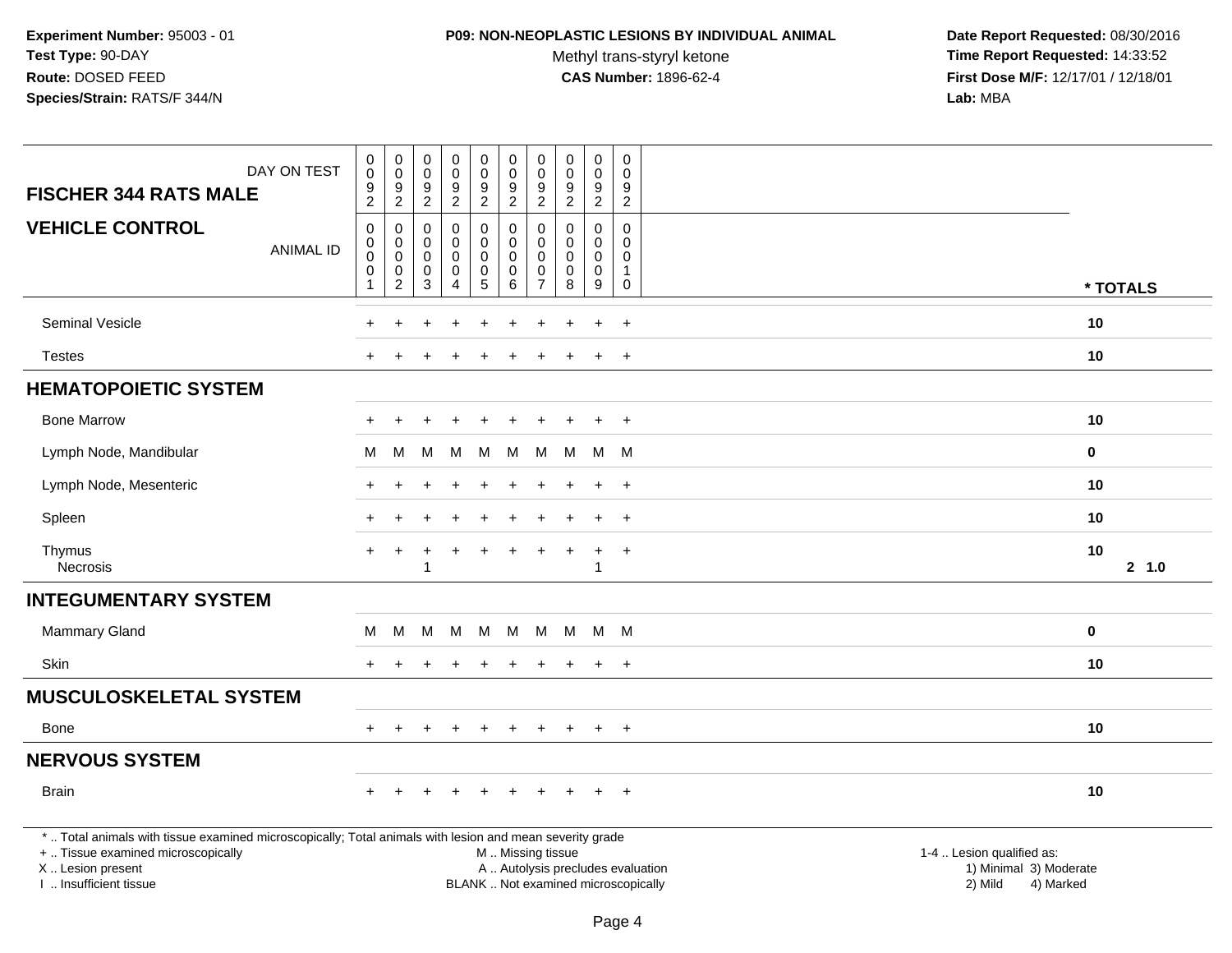**Experiment Number:** 95003 - 01
**Test Type:** 90-DAY
**Route:** DOSED FEED
**Species/Strain:** RATS/F 344/N

**P09: NON-NEOPLASTIC LESIONS BY INDIVIDUAL ANIMAL**
Methyl trans-styryl ketone
**CAS Number:** 1896-62-4

**Date Report Requested:** 08/30/2016
**Time Report Requested:** 14:33:52
**First Dose M/F:** 12/17/01 / 12/18/01
**Lab:** MBA

| FISCHER 344 RATS MALE — DAY ON TEST | 0092 | 0092 | 0092 | 0092 | 0092 | 0092 | 0092 | 0092 | 0092 | 0092 | |
|---|---|---|---|---|---|---|---|---|---|---|---|
| **VEHICLE CONTROL** — ANIMAL ID | 00001 | 00002 | 00003 | 00004 | 00005 | 00006 | 00007 | 00008 | 00009 | 00010 | *** TOTALS** |
| Seminal Vesicle | + | + | + | + | + | + | + | + | + | + | **10** |
| Testes | + | + | + | + | + | + | + | + | + | + | **10** |
| **HEMATOPOIETIC SYSTEM** | | | | | | | | | | | |
| Bone Marrow | + | + | + | + | + | + | + | + | + | + | **10** |
| Lymph Node, Mandibular | M | M | M | M | M | M | M | M | M | M | **0** |
| Lymph Node, Mesenteric | + | + | + | + | + | + | + | + | + | + | **10** |
| Spleen | + | + | + | + | + | + | + | + | + | + | **10** |
| Thymus | + | + | + | + | + | + | + | + | + | + | **10** |
| Necrosis | | | 1 | | | | | | 1 | | **2 1.0** |
| **INTEGUMENTARY SYSTEM** | | | | | | | | | | | |
| Mammary Gland | M | M | M | M | M | M | M | M | M | M | **0** |
| Skin | + | + | + | + | + | + | + | + | + | + | **10** |
| **MUSCULOSKELETAL SYSTEM** | | | | | | | | | | | |
| Bone | + | + | + | + | + | + | + | + | + | + | **10** |
| **NERVOUS SYSTEM** | | | | | | | | | | | |
| Brain | + | + | + | + | + | + | + | + | + | + | **10** |

\* .. Total animals with tissue examined microscopically; Total animals with lesion and mean severity grade
+ .. Tissue examined microscopically
X .. Lesion present
I .. Insufficient tissue

M .. Missing tissue
A .. Autolysis precludes evaluation
BLANK .. Not examined microscopically

1-4 .. Lesion qualified as:
1) Minimal 3) Moderate
2) Mild 4) Marked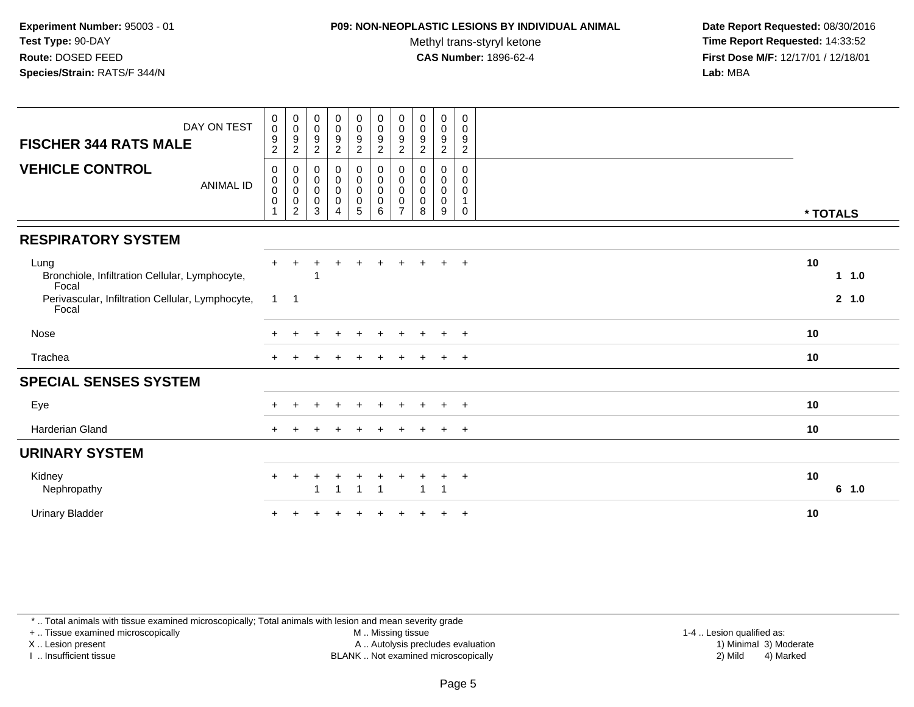**Experiment Number:** 95003 - 01
**Test Type:** 90-DAY
**Route:** DOSED FEED
**Species/Strain:** RATS/F 344/N

**P09: NON-NEOPLASTIC LESIONS BY INDIVIDUAL ANIMAL**
Methyl trans-styryl ketone
**CAS Number:** 1896-62-4

**Date Report Requested:** 08/30/2016
**Time Report Requested:** 14:33:52
**First Dose M/F:** 12/17/01 / 12/18/01
**Lab:** MBA

| FISCHER 344 RATS MALE — DAY ON TEST | 0092 | 0092 | 0092 | 0092 | 0092 | 0092 | 0092 | 0092 | 0092 | 0092 | |
|---|---|---|---|---|---|---|---|---|---|---|---|
| **VEHICLE CONTROL** — ANIMAL ID | 00001 | 00002 | 00003 | 00004 | 00005 | 00006 | 00007 | 00008 | 00009 | 00010 | * TOTALS |
| **RESPIRATORY SYSTEM** | | | | | | | | | | | |
| Lung | + | + | + | + | + | + | + | + | + | + | 10 |
| Bronchiole, Infiltration Cellular, Lymphocyte, Focal | | | 1 | | | | | | | | 1 1.0 |
| Perivascular, Infiltration Cellular, Lymphocyte, Focal | 1 | 1 | | | | | | | | | 2 1.0 |
| Nose | + | + | + | + | + | + | + | + | + | + | 10 |
| Trachea | + | + | + | + | + | + | + | + | + | + | 10 |
| **SPECIAL SENSES SYSTEM** | | | | | | | | | | | |
| Eye | + | + | + | + | + | + | + | + | + | + | 10 |
| Harderian Gland | + | + | + | + | + | + | + | + | + | + | 10 |
| **URINARY SYSTEM** | | | | | | | | | | | |
| Kidney | + | + | + | + | + | + | + | + | + | + | 10 |
| Nephropathy | | | 1 | 1 | 1 | 1 | | 1 | 1 | | 6 1.0 |
| Urinary Bladder | + | + | + | + | + | + | + | + | + | + | 10 |

* .. Total animals with tissue examined microscopically; Total animals with lesion and mean severity grade
+ .. Tissue examined microscopically
X .. Lesion present
I .. Insufficient tissue
M .. Missing tissue
A .. Autolysis precludes evaluation
BLANK .. Not examined microscopically
1-4 .. Lesion qualified as: 1) Minimal 2) Mild 3) Moderate 4) Marked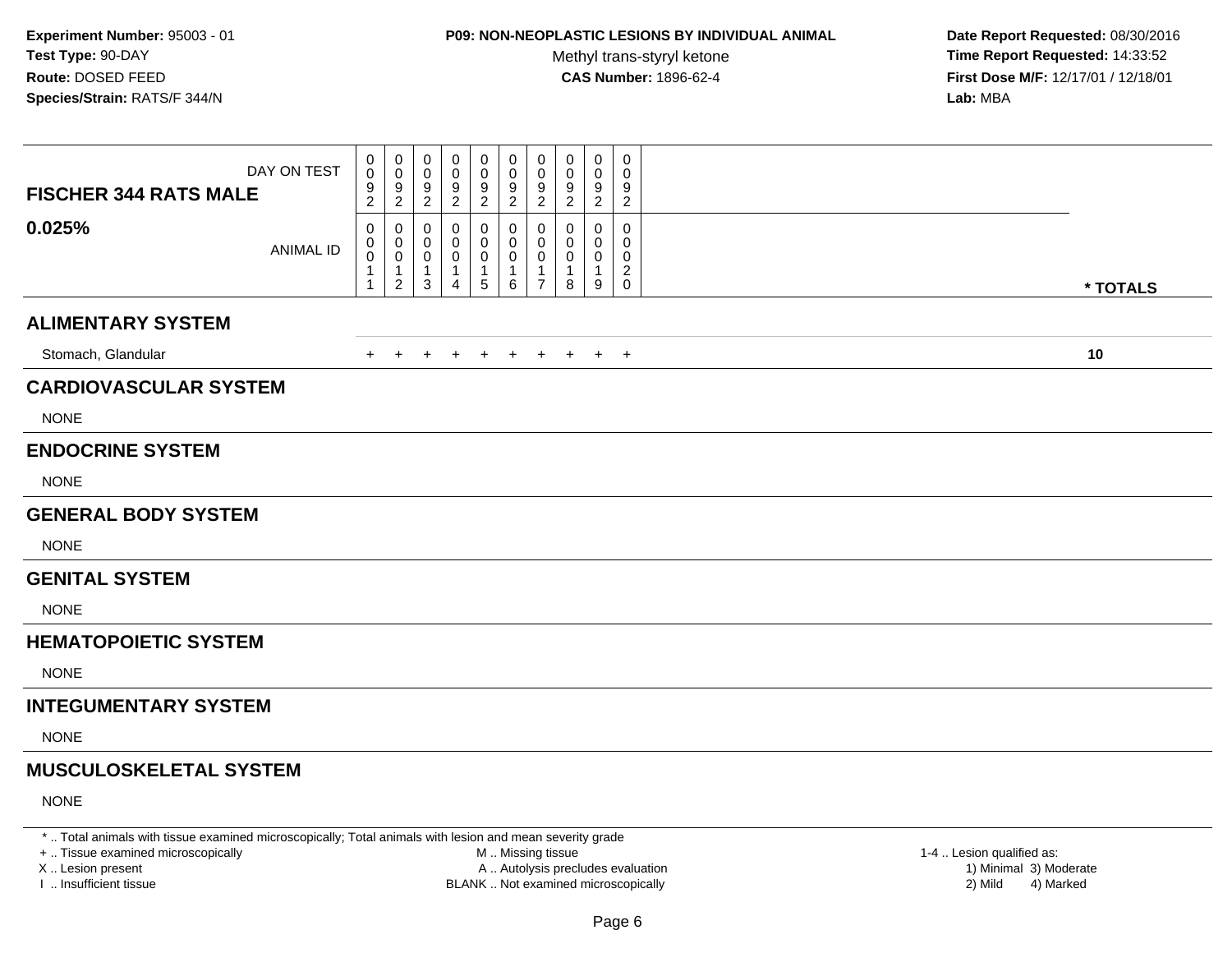**Experiment Number:** 95003 - 01
**Test Type:** 90-DAY
**Route:** DOSED FEED
**Species/Strain:** RATS/F 344/N

**P09: NON-NEOPLASTIC LESIONS BY INDIVIDUAL ANIMAL**
Methyl trans-styryl ketone
**CAS Number:** 1896-62-4

**Date Report Requested:** 08/30/2016
**Time Report Requested:** 14:33:52
**First Dose M/F:** 12/17/01 / 12/18/01
**Lab:** MBA

| FISCHER 344 RATS MALE 0.025% | | | | | | | | | | | |
|---|---|---|---|---|---|---|---|---|---|---|---|
| DAY ON TEST | 0092 | 0092 | 0092 | 0092 | 0092 | 0092 | 0092 | 0092 | 0092 | 0092 | |
| ANIMAL ID | 00011 | 00012 | 00013 | 00014 | 00015 | 00016 | 00017 | 00018 | 00019 | 00020 | * TOTALS |
| **ALIMENTARY SYSTEM** | | | | | | | | | | | |
| Stomach, Glandular | + | + | + | + | + | + | + | + | + | + | 10 |
| **CARDIOVASCULAR SYSTEM** | | | | | | | | | | | |
| NONE | | | | | | | | | | | |
| **ENDOCRINE SYSTEM** | | | | | | | | | | | |
| NONE | | | | | | | | | | | |
| **GENERAL BODY SYSTEM** | | | | | | | | | | | |
| NONE | | | | | | | | | | | |
| **GENITAL SYSTEM** | | | | | | | | | | | |
| NONE | | | | | | | | | | | |
| **HEMATOPOIETIC SYSTEM** | | | | | | | | | | | |
| NONE | | | | | | | | | | | |
| **INTEGUMENTARY SYSTEM** | | | | | | | | | | | |
| NONE | | | | | | | | | | | |
| **MUSCULOSKELETAL SYSTEM** | | | | | | | | | | | |
| NONE | | | | | | | | | | | |

* .. Total animals with tissue examined microscopically; Total animals with lesion and mean severity grade
+ .. Tissue examined microscopically
X .. Lesion present
I .. Insufficient tissue
M .. Missing tissue
A .. Autolysis precludes evaluation
BLANK .. Not examined microscopically
1-4 .. Lesion qualified as:
1) Minimal 2) Mild 3) Moderate 4) Marked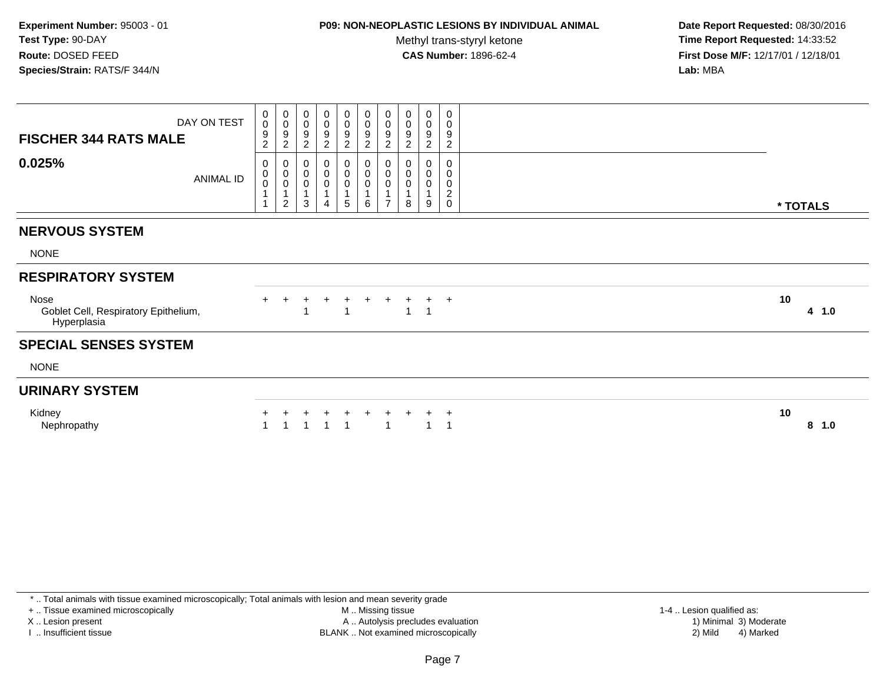**Experiment Number:** 95003 - 01
**Test Type:** 90-DAY
**Route:** DOSED FEED
**Species/Strain:** RATS/F 344/N

**P09: NON-NEOPLASTIC LESIONS BY INDIVIDUAL ANIMAL**
Methyl trans-styryl ketone
**CAS Number:** 1896-62-4

**Date Report Requested:** 08/30/2016
**Time Report Requested:** 14:33:52
**First Dose M/F:** 12/17/01 / 12/18/01
**Lab:** MBA

| FISCHER 344 RATS MALE — DAY ON TEST | 0092 | 0092 | 0092 | 0092 | 0092 | 0092 | 0092 | 0092 | 0092 | 0092 | |
|---|---|---|---|---|---|---|---|---|---|---|---|
| **0.025%** — ANIMAL ID | 00011 | 00012 | 00013 | 00014 | 00015 | 00016 | 00017 | 00018 | 00019 | 00020 | *** TOTALS** |
| **NERVOUS SYSTEM** | | | | | | | | | | | |
| NONE | | | | | | | | | | | |
| **RESPIRATORY SYSTEM** | | | | | | | | | | | |
| Nose | + | + | + | + | + | + | + | + | + | + | **10** |
| Goblet Cell, Respiratory Epithelium, Hyperplasia | | | 1 | | 1 | | | 1 | 1 | | **4 1.0** |
| **SPECIAL SENSES SYSTEM** | | | | | | | | | | | |
| NONE | | | | | | | | | | | |
| **URINARY SYSTEM** | | | | | | | | | | | |
| Kidney | + | + | + | + | + | + | + | + | + | + | **10** |
| Nephropathy | 1 | 1 | 1 | 1 | 1 | | 1 | | 1 | 1 | **8 1.0** |

\* .. Total animals with tissue examined microscopically; Total animals with lesion and mean severity grade
\+ .. Tissue examined microscopically
X .. Lesion present
I .. Insufficient tissue
M .. Missing tissue
A .. Autolysis precludes evaluation
BLANK .. Not examined microscopically
1-4 .. Lesion qualified as: 1) Minimal 2) Mild 3) Moderate 4) Marked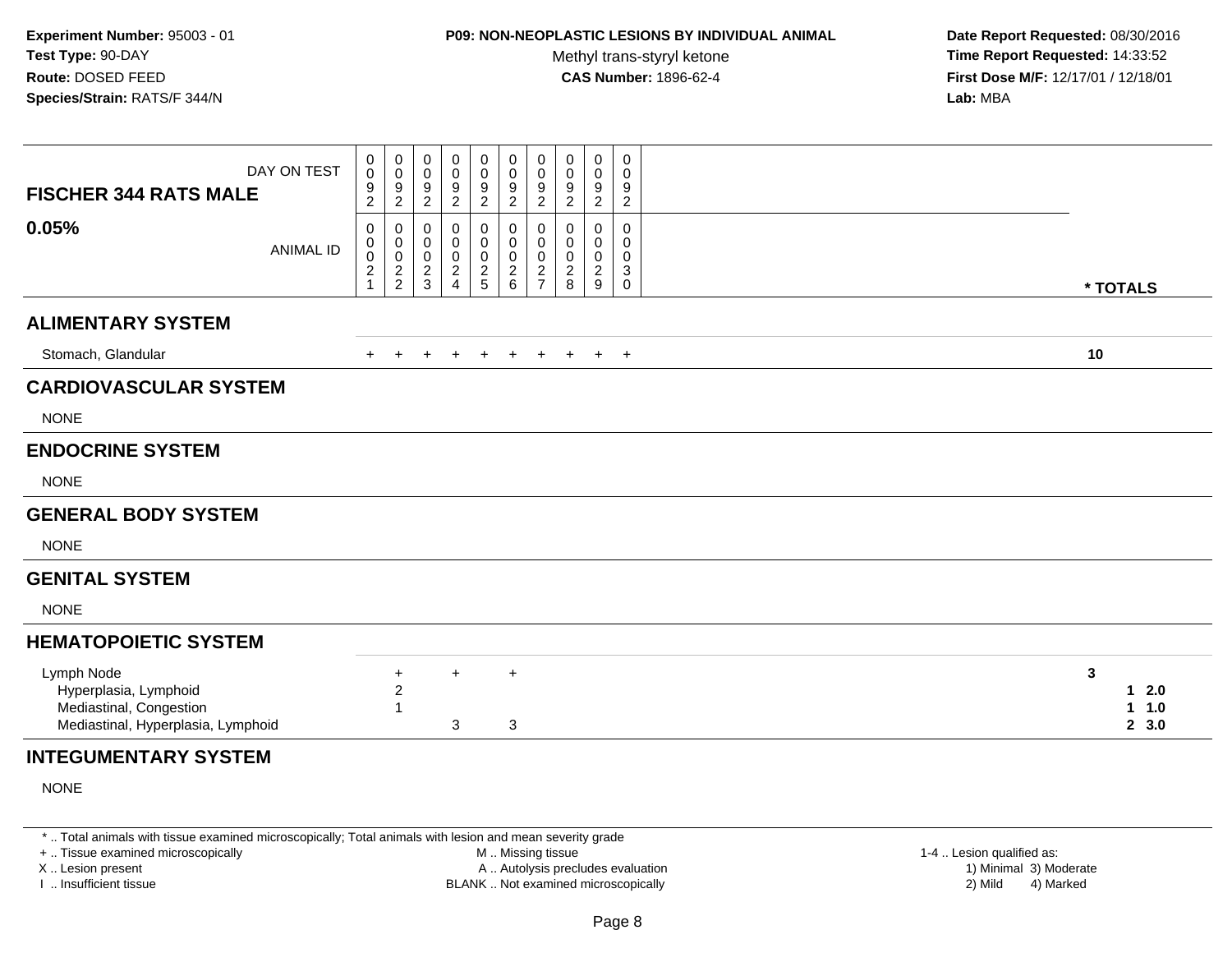**Experiment Number:** 95003 - 01
**Test Type:** 90-DAY
**Route:** DOSED FEED
**Species/Strain:** RATS/F 344/N

**P09: NON-NEOPLASTIC LESIONS BY INDIVIDUAL ANIMAL**
Methyl trans-styryl ketone
**CAS Number:** 1896-62-4

**Date Report Requested:** 08/30/2016
**Time Report Requested:** 14:33:52
**First Dose M/F:** 12/17/01 / 12/18/01
**Lab:** MBA

| FISCHER 344 RATS MALE 0.05% | | | | | | | | | | | |
|---|---|---|---|---|---|---|---|---|---|---|---|
| DAY ON TEST | 0092 | 0092 | 0092 | 0092 | 0092 | 0092 | 0092 | 0092 | 0092 | 0092 | |
| ANIMAL ID | 00021 | 00022 | 00023 | 00024 | 00025 | 00026 | 00027 | 00028 | 00029 | 00030 | * TOTALS |
| **ALIMENTARY SYSTEM** | | | | | | | | | | | |
| Stomach, Glandular | + | + | + | + | + | + | + | + | + | + | 10 |
| **CARDIOVASCULAR SYSTEM** | | | | | | | | | | | |
| NONE | | | | | | | | | | | |
| **ENDOCRINE SYSTEM** | | | | | | | | | | | |
| NONE | | | | | | | | | | | |
| **GENERAL BODY SYSTEM** | | | | | | | | | | | |
| NONE | | | | | | | | | | | |
| **GENITAL SYSTEM** | | | | | | | | | | | |
| NONE | | | | | | | | | | | |
| **HEMATOPOIETIC SYSTEM** | | | | | | | | | | | |
| Lymph Node | | + | | + | | + | | | | | 3 |
| Hyperplasia, Lymphoid | | 2 | | | | | | | | | 1 2.0 |
| Mediastinal, Congestion | | 1 | | | | | | | | | 1 1.0 |
| Mediastinal, Hyperplasia, Lymphoid | | | | 3 | | 3 | | | | | 2 3.0 |
| **INTEGUMENTARY SYSTEM** | | | | | | | | | | | |
| NONE | | | | | | | | | | | |

\* .. Total animals with tissue examined microscopically; Total animals with lesion and mean severity grade
\+ .. Tissue examined microscopically
X .. Lesion present
I .. Insufficient tissue
M .. Missing tissue
A .. Autolysis precludes evaluation
BLANK .. Not examined microscopically
1-4 .. Lesion qualified as: 1) Minimal 2) Mild 3) Moderate 4) Marked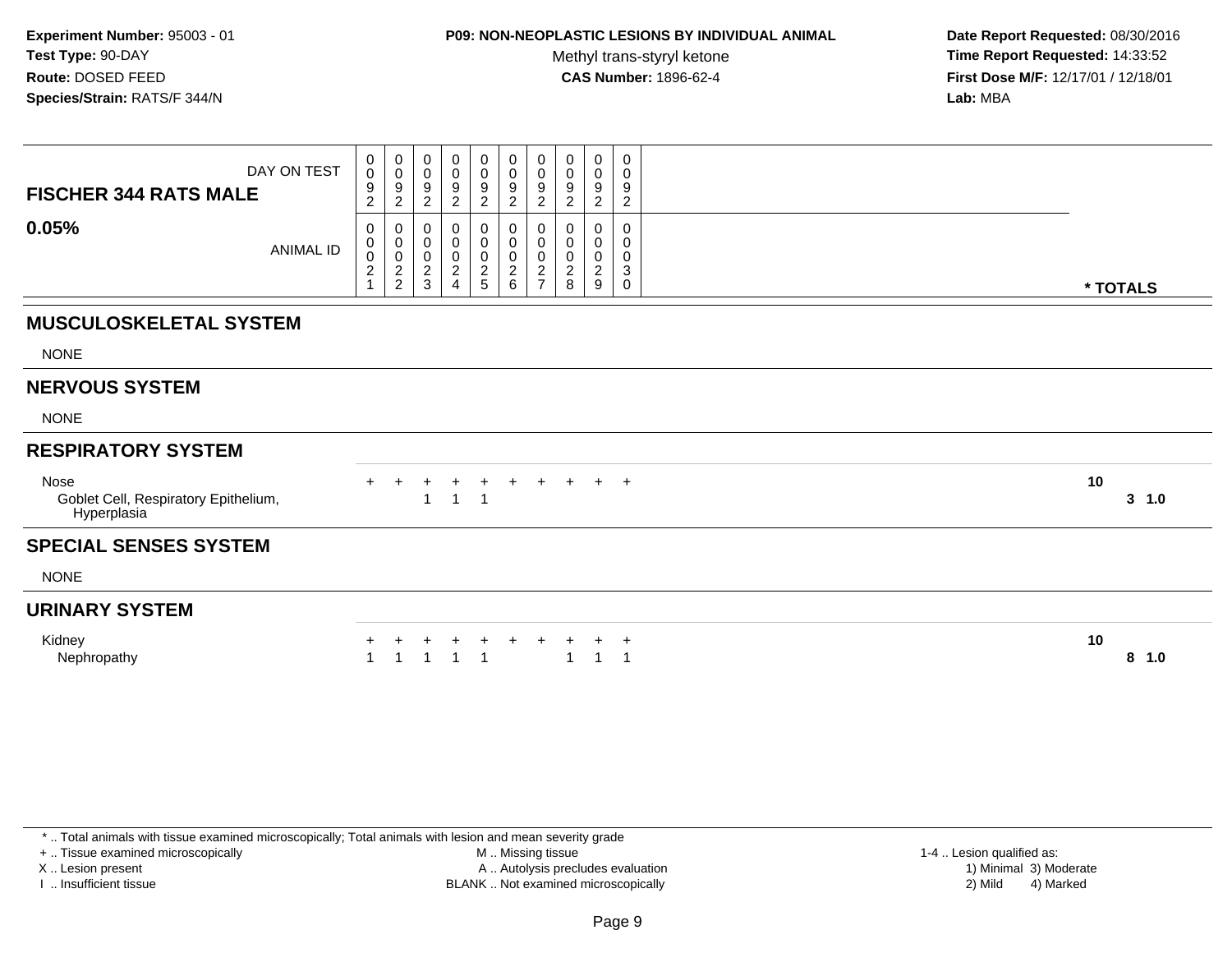Experiment Number: 95003 - 01
Test Type: 90-DAY
Route: DOSED FEED
Species/Strain: RATS/F 344/N

**P09: NON-NEOPLASTIC LESIONS BY INDIVIDUAL ANIMAL**
Methyl trans-styryl ketone
**CAS Number:** 1896-62-4

Date Report Requested: 08/30/2016
Time Report Requested: 14:33:52
First Dose M/F: 12/17/01 / 12/18/01
Lab: MBA

| FISCHER 344 RATS MALE — DAY ON TEST | 0092 | 0092 | 0092 | 0092 | 0092 | 0092 | 0092 | 0092 | 0092 | 0092 | | |
|---|---|---|---|---|---|---|---|---|---|---|---|---|
| **0.05%** — ANIMAL ID | 00021 | 00022 | 00023 | 00024 | 00025 | 00026 | 00027 | 00028 | 00029 | 00030 | **\* TOTALS** | |
| **MUSCULOSKELETAL SYSTEM** | | | | | | | | | | | | |
| NONE | | | | | | | | | | | | |
| **NERVOUS SYSTEM** | | | | | | | | | | | | |
| NONE | | | | | | | | | | | | |
| **RESPIRATORY SYSTEM** | | | | | | | | | | | | |
| Nose | + | + | + | + | + | + | + | + | + | + | **10** | |
| Goblet Cell, Respiratory Epithelium, Hyperplasia | | | 1 | 1 | 1 | | | | | | **3** | **1.0** |
| **SPECIAL SENSES SYSTEM** | | | | | | | | | | | | |
| NONE | | | | | | | | | | | | |
| **URINARY SYSTEM** | | | | | | | | | | | | |
| Kidney | + | + | + | + | + | + | + | + | + | + | **10** | |
| Nephropathy | 1 | 1 | 1 | 1 | 1 | | | 1 | 1 | 1 | **8** | **1.0** |

\* .. Total animals with tissue examined microscopically; Total animals with lesion and mean severity grade
+ .. Tissue examined microscopically
X .. Lesion present
I .. Insufficient tissue
M .. Missing tissue
A .. Autolysis precludes evaluation
BLANK .. Not examined microscopically
1-4 .. Lesion qualified as: 1) Minimal 2) Mild 3) Moderate 4) Marked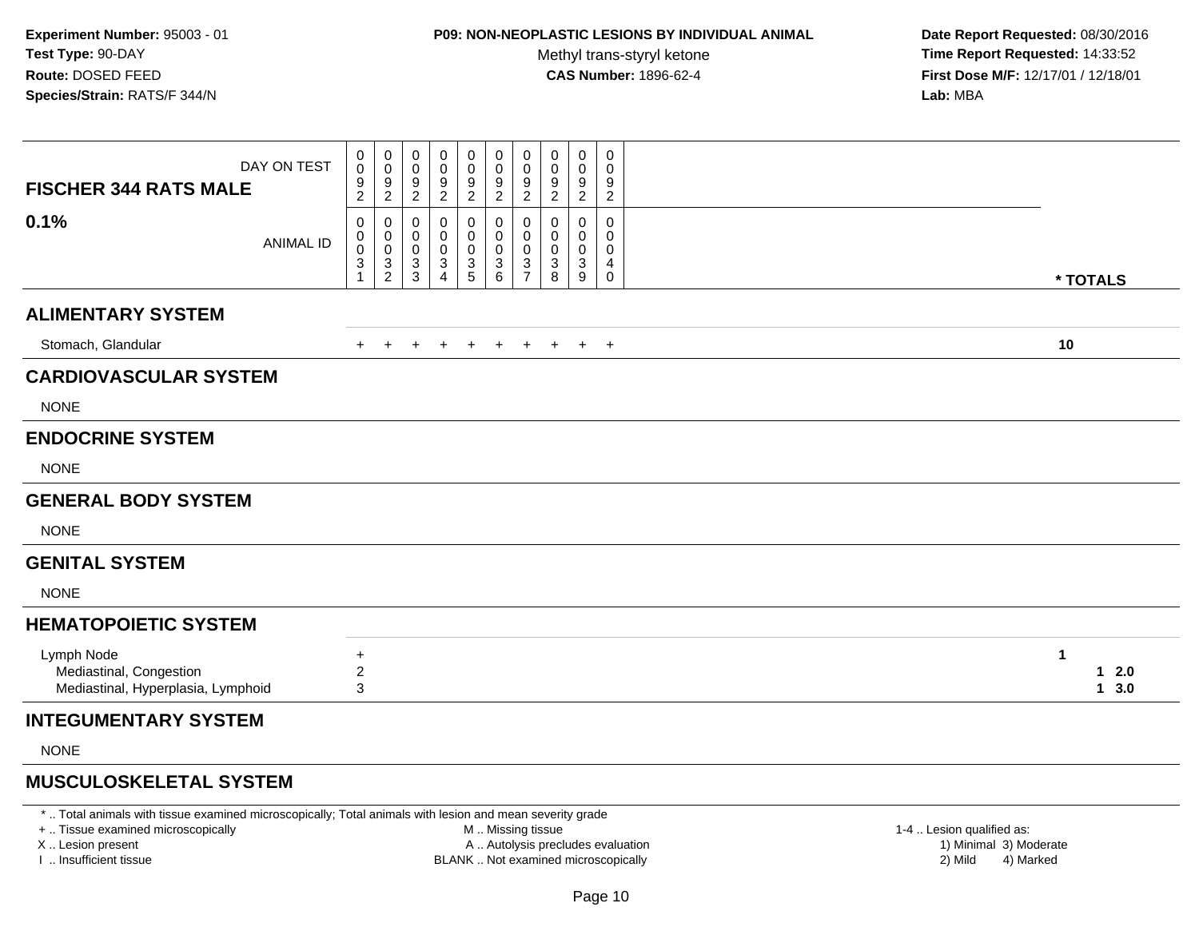**Experiment Number:** 95003 - 01
**Test Type:** 90-DAY
**Route:** DOSED FEED
**Species/Strain:** RATS/F 344/N

**P09: NON-NEOPLASTIC LESIONS BY INDIVIDUAL ANIMAL**
Methyl trans-styryl ketone
**CAS Number:** 1896-62-4

**Date Report Requested:** 08/30/2016
**Time Report Requested:** 14:33:52
**First Dose M/F:** 12/17/01 / 12/18/01
**Lab:** MBA

| FISCHER 344 RATS MALE 0.1% | | | | | | | | | | | |
|---|---|---|---|---|---|---|---|---|---|---|---|
| DAY ON TEST | 0092 | 0092 | 0092 | 0092 | 0092 | 0092 | 0092 | 0092 | 0092 | 0092 | |
| ANIMAL ID | 00031 | 00032 | 00033 | 00034 | 00035 | 00036 | 00037 | 00038 | 00039 | 00040 | * TOTALS |
| **ALIMENTARY SYSTEM** | | | | | | | | | | | |
| Stomach, Glandular | + | + | + | + | + | + | + | + | + | + | 10 |
| **CARDIOVASCULAR SYSTEM** | | | | | | | | | | | |
| NONE | | | | | | | | | | | |
| **ENDOCRINE SYSTEM** | | | | | | | | | | | |
| NONE | | | | | | | | | | | |
| **GENERAL BODY SYSTEM** | | | | | | | | | | | |
| NONE | | | | | | | | | | | |
| **GENITAL SYSTEM** | | | | | | | | | | | |
| NONE | | | | | | | | | | | |
| **HEMATOPOIETIC SYSTEM** | | | | | | | | | | | |
| Lymph Node | + | | | | | | | | | | 1 |
| Mediastinal, Congestion | 2 | | | | | | | | | | 1 2.0 |
| Mediastinal, Hyperplasia, Lymphoid | 3 | | | | | | | | | | 1 3.0 |
| **INTEGUMENTARY SYSTEM** | | | | | | | | | | | |
| NONE | | | | | | | | | | | |
| **MUSCULOSKELETAL SYSTEM** | | | | | | | | | | | |

\* .. Total animals with tissue examined microscopically; Total animals with lesion and mean severity grade
\+ .. Tissue examined microscopically
X .. Lesion present
I .. Insufficient tissue

M .. Missing tissue
A .. Autolysis precludes evaluation
BLANK .. Not examined microscopically

1-4 .. Lesion qualified as:
1) Minimal 3) Moderate
2) Mild 4) Marked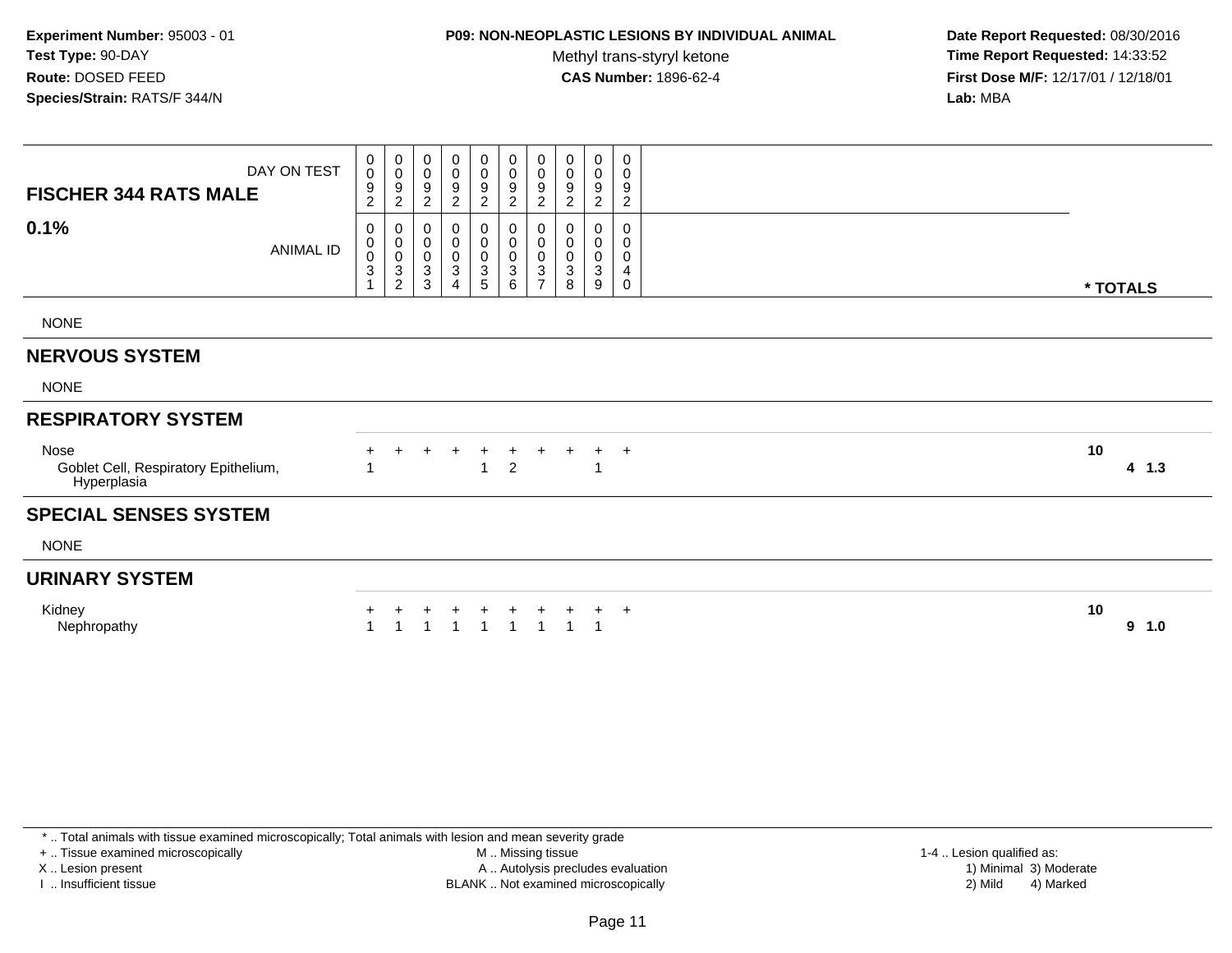**Experiment Number:** 95003 - 01
**Test Type:** 90-DAY
**Route:** DOSED FEED
**Species/Strain:** RATS/F 344/N

**P09: NON-NEOPLASTIC LESIONS BY INDIVIDUAL ANIMAL**
Methyl trans-styryl ketone
**CAS Number:** 1896-62-4

**Date Report Requested:** 08/30/2016
**Time Report Requested:** 14:33:52
**First Dose M/F:** 12/17/01 / 12/18/01
**Lab:** MBA

| **FISCHER 344 RATS MALE** DAY ON TEST | 0092 | 0092 | 0092 | 0092 | 0092 | 0092 | 0092 | 0092 | 0092 | 0092 | |
|---|---|---|---|---|---|---|---|---|---|---|---|
| **0.1%** ANIMAL ID | 00031 | 00032 | 00033 | 00034 | 00035 | 00036 | 00037 | 00038 | 00039 | 00040 | *** TOTALS** |
| NONE | | | | | | | | | | | |
| **NERVOUS SYSTEM** | | | | | | | | | | | |
| NONE | | | | | | | | | | | |
| **RESPIRATORY SYSTEM** | | | | | | | | | | | |
| Nose | + | + | + | + | + | + | + | + | + | + | 10 |
| Goblet Cell, Respiratory Epithelium, Hyperplasia | 1 | | | | 1 | 2 | | | 1 | | 4 1.3 |
| **SPECIAL SENSES SYSTEM** | | | | | | | | | | | |
| NONE | | | | | | | | | | | |
| **URINARY SYSTEM** | | | | | | | | | | | |
| Kidney | + | + | + | + | + | + | + | + | + | + | 10 |
| Nephropathy | 1 | 1 | 1 | 1 | 1 | 1 | 1 | 1 | 1 | | 9 1.0 |

\* .. Total animals with tissue examined microscopically; Total animals with lesion and mean severity grade
\+ .. Tissue examined microscopically
X .. Lesion present
I .. Insufficient tissue
M .. Missing tissue
A .. Autolysis precludes evaluation
BLANK .. Not examined microscopically
1-4 .. Lesion qualified as: 1) Minimal 2) Mild 3) Moderate 4) Marked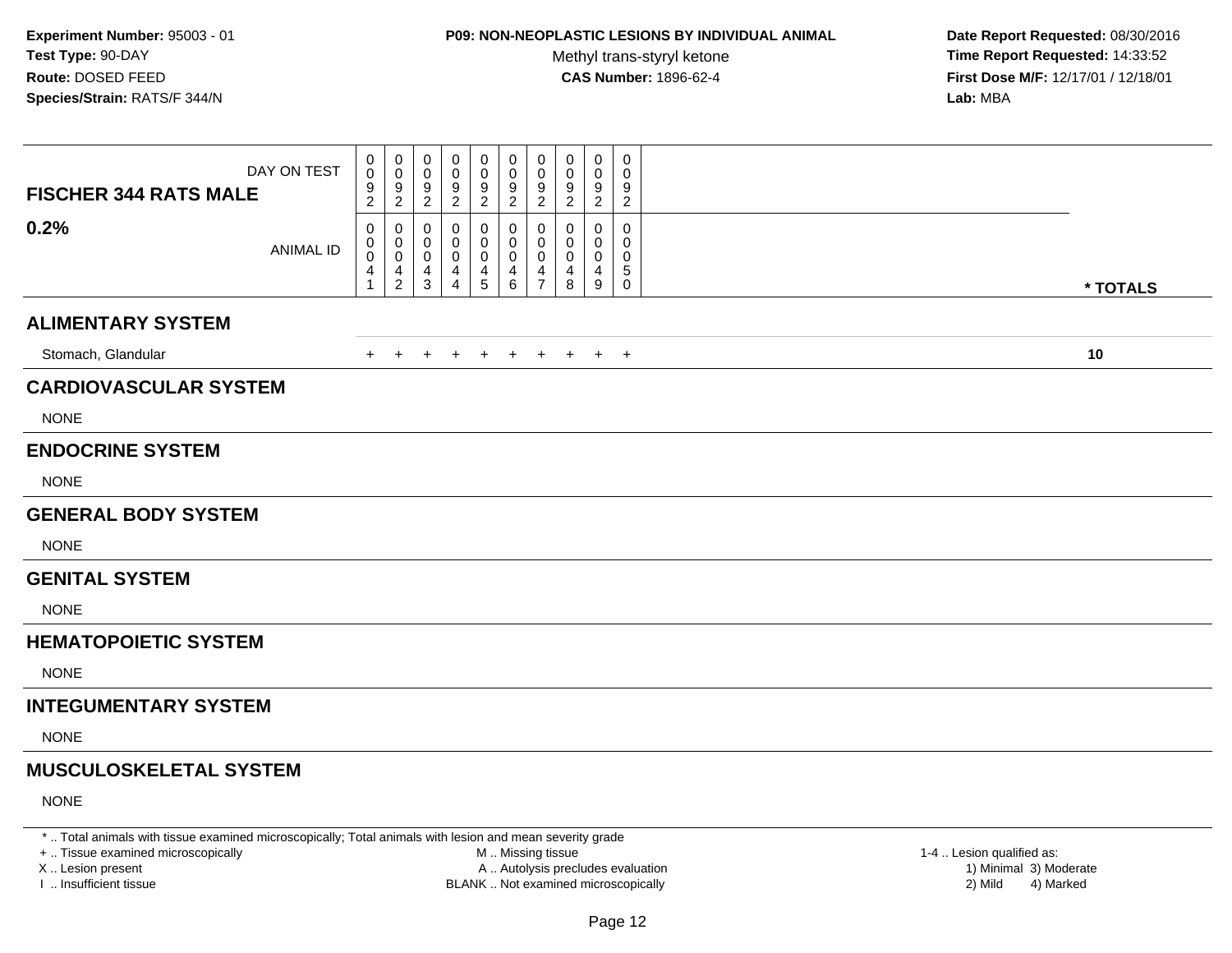Experiment Number: 95003 - 01
Test Type: 90-DAY
Route: DOSED FEED
Species/Strain: RATS/F 344/N

**P09: NON-NEOPLASTIC LESIONS BY INDIVIDUAL ANIMAL**
Methyl trans-styryl ketone
**CAS Number:** 1896-62-4

Date Report Requested: 08/30/2016
Time Report Requested: 14:33:52
First Dose M/F: 12/17/01 / 12/18/01
Lab: MBA

| **FISCHER 344 RATS MALE** DAY ON TEST | 0092 | 0092 | 0092 | 0092 | 0092 | 0092 | 0092 | 0092 | 0092 | 0092 | |
|---|---|---|---|---|---|---|---|---|---|---|---|
| **0.2%** ANIMAL ID | 00041 | 00042 | 00043 | 00044 | 00045 | 00046 | 00047 | 00048 | 00049 | 00050 | *** TOTALS** |
| **ALIMENTARY SYSTEM** | | | | | | | | | | | |
| Stomach, Glandular | + | + | + | + | + | + | + | + | + | + | **10** |
| **CARDIOVASCULAR SYSTEM** | | | | | | | | | | | |
| NONE | | | | | | | | | | | |
| **ENDOCRINE SYSTEM** | | | | | | | | | | | |
| NONE | | | | | | | | | | | |
| **GENERAL BODY SYSTEM** | | | | | | | | | | | |
| NONE | | | | | | | | | | | |
| **GENITAL SYSTEM** | | | | | | | | | | | |
| NONE | | | | | | | | | | | |
| **HEMATOPOIETIC SYSTEM** | | | | | | | | | | | |
| NONE | | | | | | | | | | | |
| **INTEGUMENTARY SYSTEM** | | | | | | | | | | | |
| NONE | | | | | | | | | | | |
| **MUSCULOSKELETAL SYSTEM** | | | | | | | | | | | |
| NONE | | | | | | | | | | | |

* .. Total animals with tissue examined microscopically; Total animals with lesion and mean severity grade
+ .. Tissue examined microscopically
X .. Lesion present
I .. Insufficient tissue

M .. Missing tissue
A .. Autolysis precludes evaluation
BLANK .. Not examined microscopically

1-4 .. Lesion qualified as:
1) Minimal 3) Moderate
2) Mild 4) Marked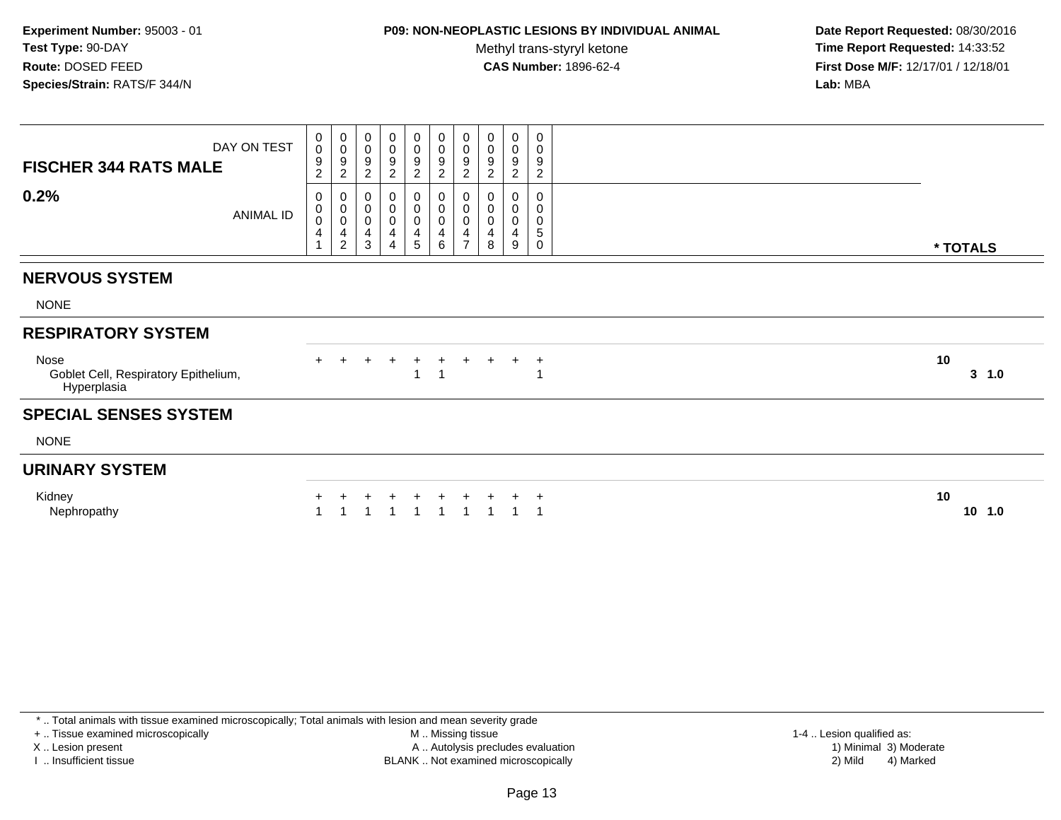**Experiment Number:** 95003 - 01
**Test Type:** 90-DAY
**Route:** DOSED FEED
**Species/Strain:** RATS/F 344/N

**P09: NON-NEOPLASTIC LESIONS BY INDIVIDUAL ANIMAL**
Methyl trans-styryl ketone
**CAS Number:** 1896-62-4

**Date Report Requested:** 08/30/2016
**Time Report Requested:** 14:33:52
**First Dose M/F:** 12/17/01 / 12/18/01
**Lab:** MBA

| FISCHER 344 RATS MALE — DAY ON TEST | 0092 | 0092 | 0092 | 0092 | 0092 | 0092 | 0092 | 0092 | 0092 | 0092 | |
|---|---|---|---|---|---|---|---|---|---|---|---|
| **0.2%** — ANIMAL ID | 00041 | 00042 | 00043 | 00044 | 00045 | 00046 | 00047 | 00048 | 00049 | 00050 | *** TOTALS** |
| **NERVOUS SYSTEM** | | | | | | | | | | | |
| NONE | | | | | | | | | | | |
| **RESPIRATORY SYSTEM** | | | | | | | | | | | |
| Nose | + | + | + | + | + | + | + | + | + | + | **10** |
| Goblet Cell, Respiratory Epithelium, Hyperplasia | | | | | 1 | 1 | | | | 1 | **3 1.0** |
| **SPECIAL SENSES SYSTEM** | | | | | | | | | | | |
| NONE | | | | | | | | | | | |
| **URINARY SYSTEM** | | | | | | | | | | | |
| Kidney | + | + | + | + | + | + | + | + | + | + | **10** |
| Nephropathy | 1 | 1 | 1 | 1 | 1 | 1 | 1 | 1 | 1 | 1 | **10 1.0** |

* .. Total animals with tissue examined microscopically; Total animals with lesion and mean severity grade
+ .. Tissue examined microscopically
X .. Lesion present
I .. Insufficient tissue

M .. Missing tissue
A .. Autolysis precludes evaluation
BLANK .. Not examined microscopically

1-4 .. Lesion qualified as:
1) Minimal 3) Moderate
2) Mild 4) Marked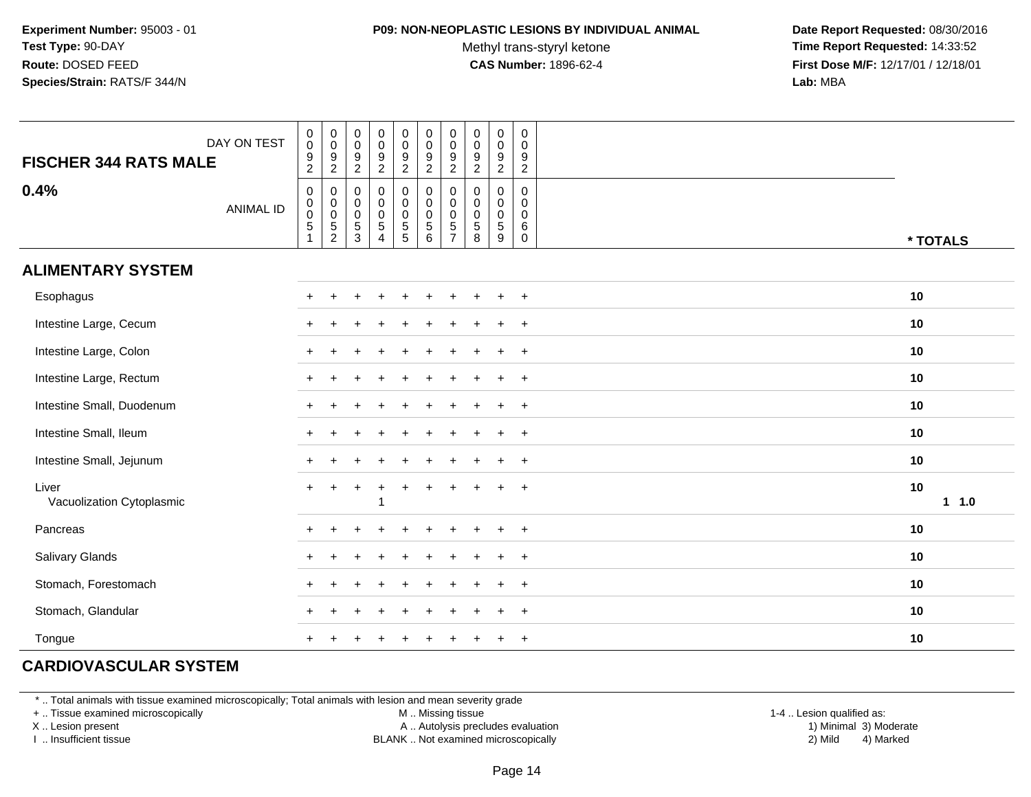**Experiment Number:** 95003 - 01
**Test Type:** 90-DAY
**Route:** DOSED FEED
**Species/Strain:** RATS/F 344/N

**P09: NON-NEOPLASTIC LESIONS BY INDIVIDUAL ANIMAL**
Methyl trans-styryl ketone
**CAS Number:** 1896-62-4

**Date Report Requested:** 08/30/2016
**Time Report Requested:** 14:33:52
**First Dose M/F:** 12/17/01 / 12/18/01
**Lab:** MBA

| FISCHER 344 RATS MALE — DAY ON TEST | 0092 | 0092 | 0092 | 0092 | 0092 | 0092 | 0092 | 0092 | 0092 | 0092 | |
|---|---|---|---|---|---|---|---|---|---|---|---|
| **0.4%** — ANIMAL ID | 00051 | 00052 | 00053 | 00054 | 00055 | 00056 | 00057 | 00058 | 00059 | 00060 | *** TOTALS** |
| **ALIMENTARY SYSTEM** | | | | | | | | | | | |
| Esophagus | + | + | + | + | + | + | + | + | + | + | 10 |
| Intestine Large, Cecum | + | + | + | + | + | + | + | + | + | + | 10 |
| Intestine Large, Colon | + | + | + | + | + | + | + | + | + | + | 10 |
| Intestine Large, Rectum | + | + | + | + | + | + | + | + | + | + | 10 |
| Intestine Small, Duodenum | + | + | + | + | + | + | + | + | + | + | 10 |
| Intestine Small, Ileum | + | + | + | + | + | + | + | + | + | + | 10 |
| Intestine Small, Jejunum | + | + | + | + | + | + | + | + | + | + | 10 |
| Liver | + | + | + | + | + | + | + | + | + | + | 10 |
| Vacuolization Cytoplasmic | | | | 1 | | | | | | | 1 1.0 |
| Pancreas | + | + | + | + | + | + | + | + | + | + | 10 |
| Salivary Glands | + | + | + | + | + | + | + | + | + | + | 10 |
| Stomach, Forestomach | + | + | + | + | + | + | + | + | + | + | 10 |
| Stomach, Glandular | + | + | + | + | + | + | + | + | + | + | 10 |
| Tongue | + | + | + | + | + | + | + | + | + | + | 10 |
| **CARDIOVASCULAR SYSTEM** | | | | | | | | | | | |

* .. Total animals with tissue examined microscopically; Total animals with lesion and mean severity grade
+ .. Tissue examined microscopically
X .. Lesion present
I .. Insufficient tissue
M .. Missing tissue
A .. Autolysis precludes evaluation
BLANK .. Not examined microscopically
1-4 .. Lesion qualified as:
1) Minimal 2) Mild 3) Moderate 4) Marked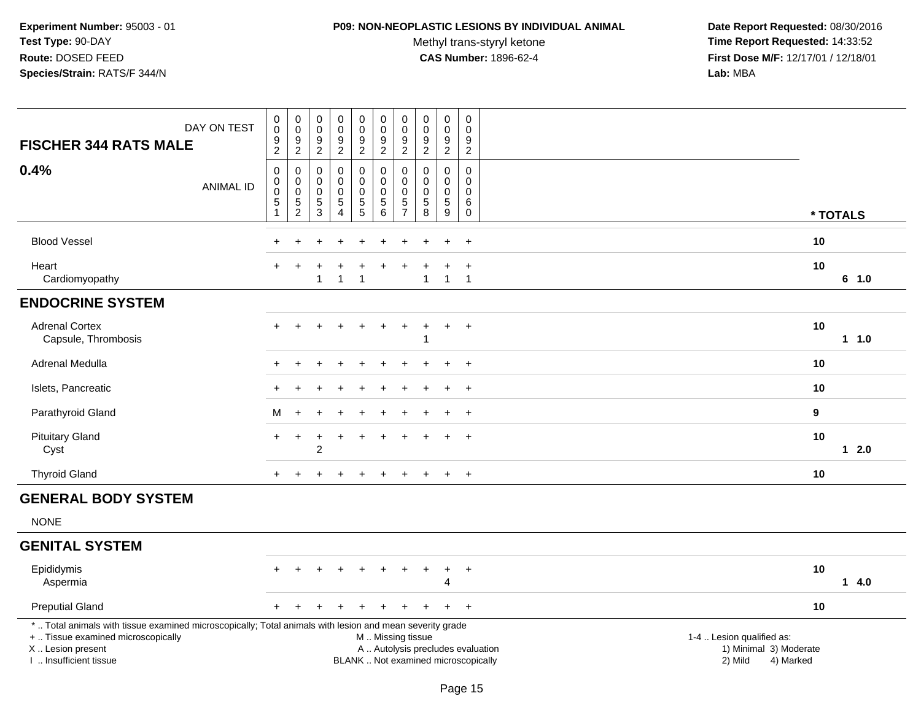**Experiment Number:** 95003 - 01
**Test Type:** 90-DAY
**Route:** DOSED FEED
**Species/Strain:** RATS/F 344/N

**P09: NON-NEOPLASTIC LESIONS BY INDIVIDUAL ANIMAL**
Methyl trans-styryl ketone
**CAS Number:** 1896-62-4

**Date Report Requested:** 08/30/2016
**Time Report Requested:** 14:33:52
**First Dose M/F:** 12/17/01 / 12/18/01
**Lab:** MBA

| FISCHER 344 RATS MALE — DAY ON TEST | 0092 | 0092 | 0092 | 0092 | 0092 | 0092 | 0092 | 0092 | 0092 | 0092 | |
|---|---|---|---|---|---|---|---|---|---|---|---|
| **0.4%** — ANIMAL ID | 00051 | 00052 | 00053 | 00054 | 00055 | 00056 | 00057 | 00058 | 00059 | 00060 | *** TOTALS** |
| Blood Vessel | + | + | + | + | + | + | + | + | + | + | 10 |
| Heart | + | + | + | + | + | + | + | + | + | + | 10 |
| Cardiomyopathy | | | 1 | 1 | 1 | | | 1 | 1 | 1 | 6 1.0 |
| **ENDOCRINE SYSTEM** | | | | | | | | | | | |
| Adrenal Cortex | + | + | + | + | + | + | + | + | + | + | 10 |
| Capsule, Thrombosis | | | | | | | | 1 | | | 1 1.0 |
| Adrenal Medulla | + | + | + | + | + | + | + | + | + | + | 10 |
| Islets, Pancreatic | + | + | + | + | + | + | + | + | + | + | 10 |
| Parathyroid Gland | M | + | + | + | + | + | + | + | + | + | 9 |
| Pituitary Gland | + | + | + | + | + | + | + | + | + | + | 10 |
| Cyst | | | 2 | | | | | | | | 1 2.0 |
| Thyroid Gland | + | + | + | + | + | + | + | + | + | + | 10 |
| **GENERAL BODY SYSTEM** | | | | | | | | | | | |
| NONE | | | | | | | | | | | |
| **GENITAL SYSTEM** | | | | | | | | | | | |
| Epididymis | + | + | + | + | + | + | + | + | + | + | 10 |
| Aspermia | | | | | | | | | 4 | | 1 4.0 |
| Preputial Gland | + | + | + | + | + | + | + | + | + | + | 10 |

* .. Total animals with tissue examined microscopically; Total animals with lesion and mean severity grade
+ .. Tissue examined microscopically
X .. Lesion present
I .. Insufficient tissue

M .. Missing tissue
A .. Autolysis precludes evaluation
BLANK .. Not examined microscopically

1-4 .. Lesion qualified as:
1) Minimal 3) Moderate
2) Mild 4) Marked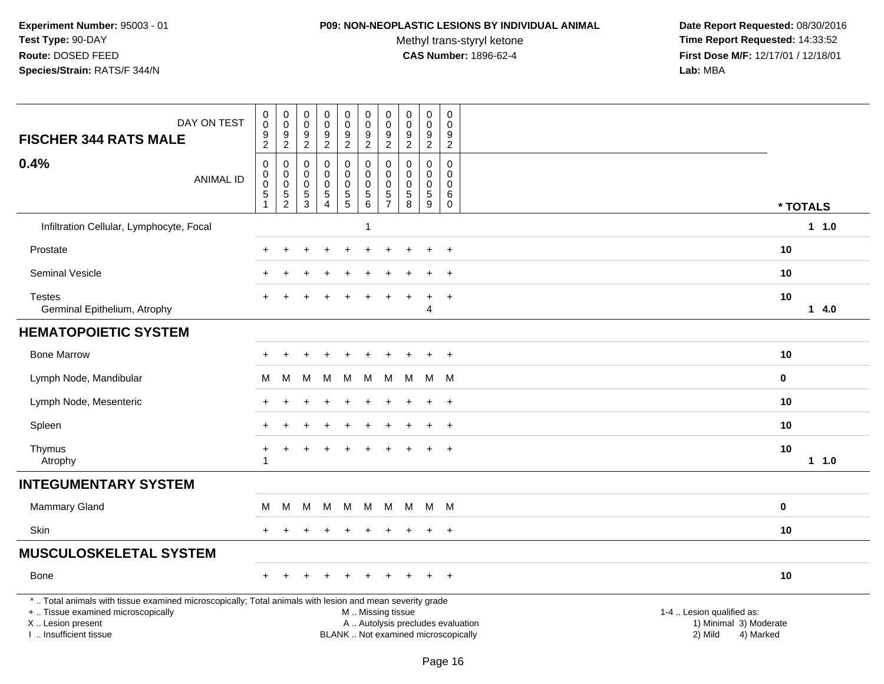**Experiment Number:** 95003 - 01
**Test Type:** 90-DAY
**Route:** DOSED FEED
**Species/Strain:** RATS/F 344/N

**P09: NON-NEOPLASTIC LESIONS BY INDIVIDUAL ANIMAL**
Methyl trans-styryl ketone
**CAS Number:** 1896-62-4

**Date Report Requested:** 08/30/2016
**Time Report Requested:** 14:33:52
**First Dose M/F:** 12/17/01 / 12/18/01
**Lab:** MBA

| FISCHER 344 RATS MALE — DAY ON TEST | 0092 | 0092 | 0092 | 0092 | 0092 | 0092 | 0092 | 0092 | 0092 | 0092 | |
|---|---|---|---|---|---|---|---|---|---|---|---|
| **0.4%** — ANIMAL ID | 00051 | 00052 | 00053 | 00054 | 00055 | 00056 | 00057 | 00058 | 00059 | 00060 | *** TOTALS** |
| Infiltration Cellular, Lymphocyte, Focal | | | | | | 1 | | | | | 1 1.0 |
| Prostate | + | + | + | + | + | + | + | + | + | + | 10 |
| Seminal Vesicle | + | + | + | + | + | + | + | + | + | + | 10 |
| Testes | + | + | + | + | + | + | + | + | + | + | 10 |
| Germinal Epithelium, Atrophy | | | | | | | | | 4 | | 1 4.0 |
| **HEMATOPOIETIC SYSTEM** | | | | | | | | | | | |
| Bone Marrow | + | + | + | + | + | + | + | + | + | + | 10 |
| Lymph Node, Mandibular | M | M | M | M | M | M | M | M | M | M | 0 |
| Lymph Node, Mesenteric | + | + | + | + | + | + | + | + | + | + | 10 |
| Spleen | + | + | + | + | + | + | + | + | + | + | 10 |
| Thymus | + | + | + | + | + | + | + | + | + | + | 10 |
| Atrophy | 1 | | | | | | | | | | 1 1.0 |
| **INTEGUMENTARY SYSTEM** | | | | | | | | | | | |
| Mammary Gland | M | M | M | M | M | M | M | M | M | M | 0 |
| Skin | + | + | + | + | + | + | + | + | + | + | 10 |
| **MUSCULOSKELETAL SYSTEM** | | | | | | | | | | | |
| Bone | + | + | + | + | + | + | + | + | + | + | 10 |

* .. Total animals with tissue examined microscopically; Total animals with lesion and mean severity grade
+ .. Tissue examined microscopically
X .. Lesion present
I .. Insufficient tissue

M .. Missing tissue
A .. Autolysis precludes evaluation
BLANK .. Not examined microscopically

1-4 .. Lesion qualified as:
1) Minimal 3) Moderate
2) Mild 4) Marked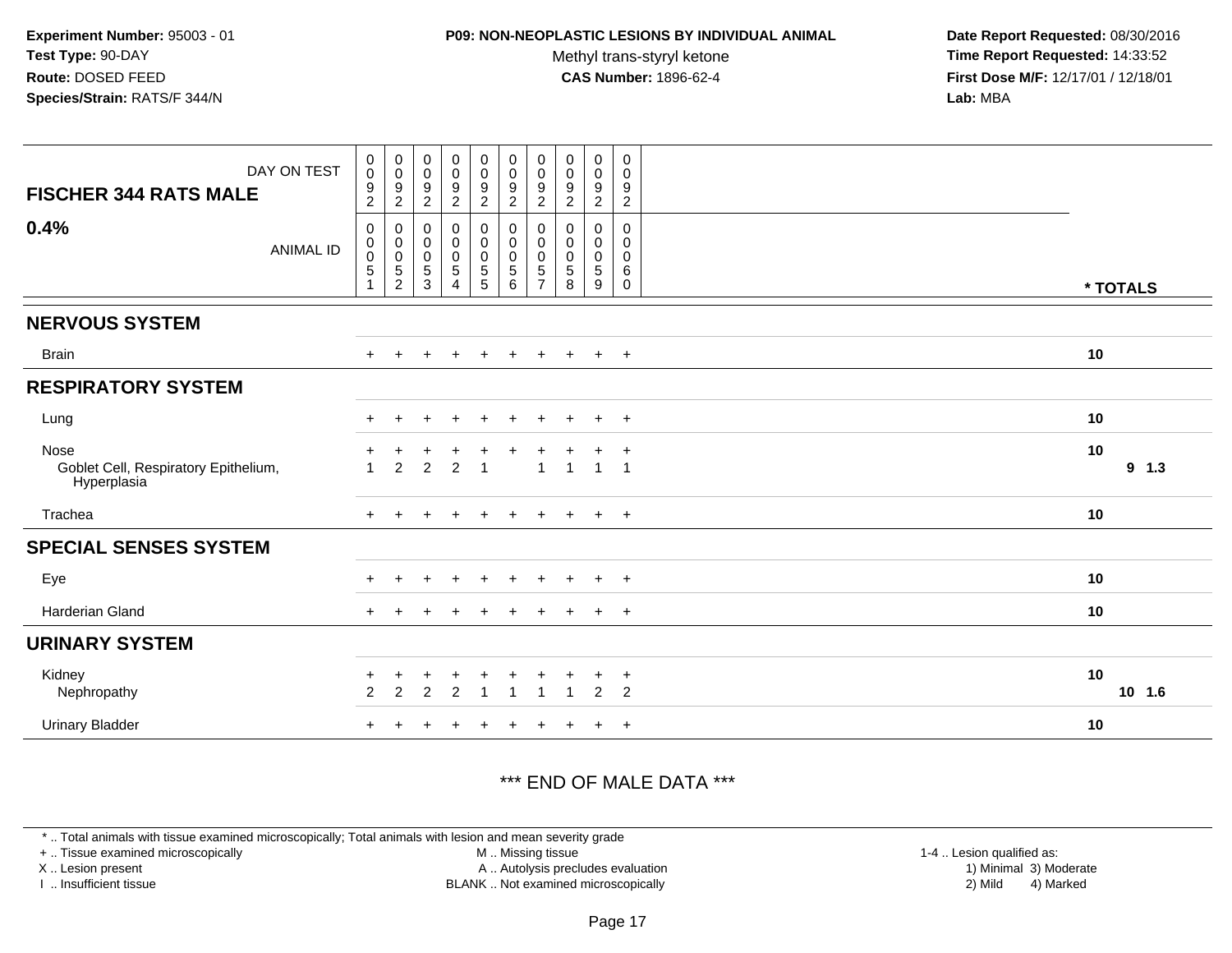**Experiment Number:** 95003 - 01
**Test Type:** 90-DAY
**Route:** DOSED FEED
**Species/Strain:** RATS/F 344/N

**P09: NON-NEOPLASTIC LESIONS BY INDIVIDUAL ANIMAL**
Methyl trans-styryl ketone
**CAS Number:** 1896-62-4

**Date Report Requested:** 08/30/2016
**Time Report Requested:** 14:33:52
**First Dose M/F:** 12/17/01 / 12/18/01
**Lab:** MBA

| FISCHER 344 RATS MALE — 0.4% | | | | | | | | | | | |
|---|---|---|---|---|---|---|---|---|---|---|---|
| DAY ON TEST | 0092 | 0092 | 0092 | 0092 | 0092 | 0092 | 0092 | 0092 | 0092 | 0092 | |
| ANIMAL ID | 00051 | 00052 | 00053 | 00054 | 00055 | 00056 | 00057 | 00058 | 00059 | 00060 | * TOTALS |
| **NERVOUS SYSTEM** | | | | | | | | | | | |
| Brain | + | + | + | + | + | + | + | + | + | + | 10 |
| **RESPIRATORY SYSTEM** | | | | | | | | | | | |
| Lung | + | + | + | + | + | + | + | + | + | + | 10 |
| Nose | + | + | + | + | + | + | + | + | + | + | 10 |
| Goblet Cell, Respiratory Epithelium, Hyperplasia | 1 | 2 | 2 | 2 | 1 | | 1 | 1 | 1 | 1 | 9 1.3 |
| Trachea | + | + | + | + | + | + | + | + | + | + | 10 |
| **SPECIAL SENSES SYSTEM** | | | | | | | | | | | |
| Eye | + | + | + | + | + | + | + | + | + | + | 10 |
| Harderian Gland | + | + | + | + | + | + | + | + | + | + | 10 |
| **URINARY SYSTEM** | | | | | | | | | | | |
| Kidney | + | + | + | + | + | + | + | + | + | + | 10 |
| Nephropathy | 2 | 2 | 2 | 2 | 1 | 1 | 1 | 1 | 2 | 2 | 10 1.6 |
| Urinary Bladder | + | + | + | + | + | + | + | + | + | + | 10 |

*** END OF MALE DATA ***

\* .. Total animals with tissue examined microscopically; Total animals with lesion and mean severity grade
\+ .. Tissue examined microscopically
X .. Lesion present
I .. Insufficient tissue
M .. Missing tissue
A .. Autolysis precludes evaluation
BLANK .. Not examined microscopically
1-4 .. Lesion qualified as: 1) Minimal 2) Mild 3) Moderate 4) Marked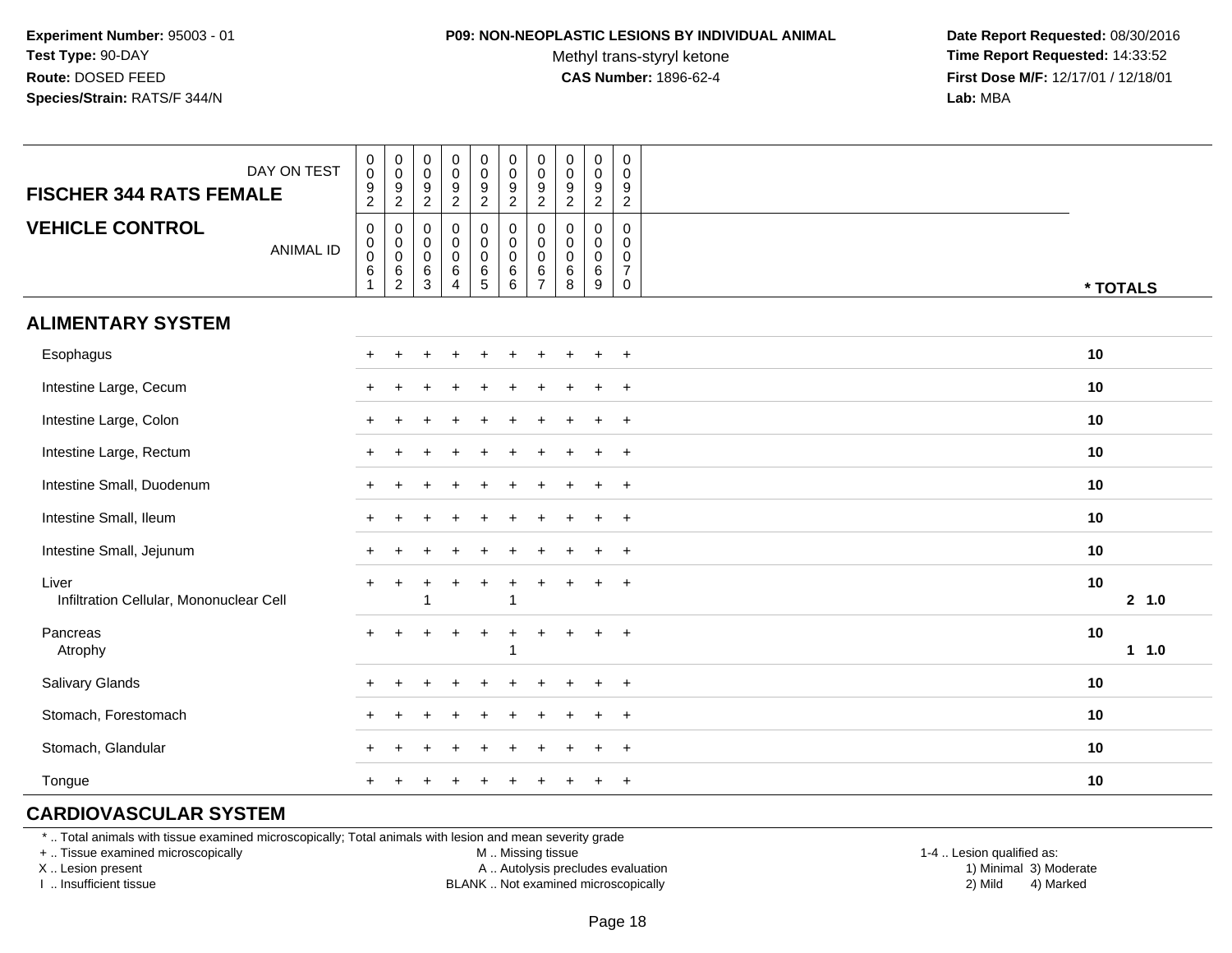**Experiment Number:** 95003 - 01
**Test Type:** 90-DAY
**Route:** DOSED FEED
**Species/Strain:** RATS/F 344/N

**P09: NON-NEOPLASTIC LESIONS BY INDIVIDUAL ANIMAL**
Methyl trans-styryl ketone
**CAS Number:** 1896-62-4

**Date Report Requested:** 08/30/2016
**Time Report Requested:** 14:33:52
**First Dose M/F:** 12/17/01 / 12/18/01
**Lab:** MBA

| DAY ON TEST | 0092 | 0092 | 0092 | 0092 | 0092 | 0092 | 0092 | 0092 | 0092 | 0092 | |
|---|---|---|---|---|---|---|---|---|---|---|---|
| **FISCHER 344 RATS FEMALE** | | | | | | | | | | | |
| **VEHICLE CONTROL** ANIMAL ID | 00061 | 00062 | 00063 | 00064 | 00065 | 00066 | 00067 | 00068 | 00069 | 00070 | *** TOTALS** |
| **ALIMENTARY SYSTEM** | | | | | | | | | | | |
| Esophagus | + | + | + | + | + | + | + | + | + | + | 10 |
| Intestine Large, Cecum | + | + | + | + | + | + | + | + | + | + | 10 |
| Intestine Large, Colon | + | + | + | + | + | + | + | + | + | + | 10 |
| Intestine Large, Rectum | + | + | + | + | + | + | + | + | + | + | 10 |
| Intestine Small, Duodenum | + | + | + | + | + | + | + | + | + | + | 10 |
| Intestine Small, Ileum | + | + | + | + | + | + | + | + | + | + | 10 |
| Intestine Small, Jejunum | + | + | + | + | + | + | + | + | + | + | 10 |
| Liver | + | + | + | + | + | + | + | + | + | + | 10 |
| Infiltration Cellular, Mononuclear Cell | | | 1 | | | 1 | | | | | **2 1.0** |
| Pancreas | + | + | + | + | + | + | + | + | + | + | 10 |
| Atrophy | | | | | | 1 | | | | | **1 1.0** |
| Salivary Glands | + | + | + | + | + | + | + | + | + | + | 10 |
| Stomach, Forestomach | + | + | + | + | + | + | + | + | + | + | 10 |
| Stomach, Glandular | + | + | + | + | + | + | + | + | + | + | 10 |
| Tongue | + | + | + | + | + | + | + | + | + | + | 10 |
| **CARDIOVASCULAR SYSTEM** | | | | | | | | | | | |

* .. Total animals with tissue examined microscopically; Total animals with lesion and mean severity grade
+ .. Tissue examined microscopically
X .. Lesion present
I .. Insufficient tissue

M .. Missing tissue
A .. Autolysis precludes evaluation
BLANK .. Not examined microscopically

1-4 .. Lesion qualified as:
1) Minimal 3) Moderate
2) Mild 4) Marked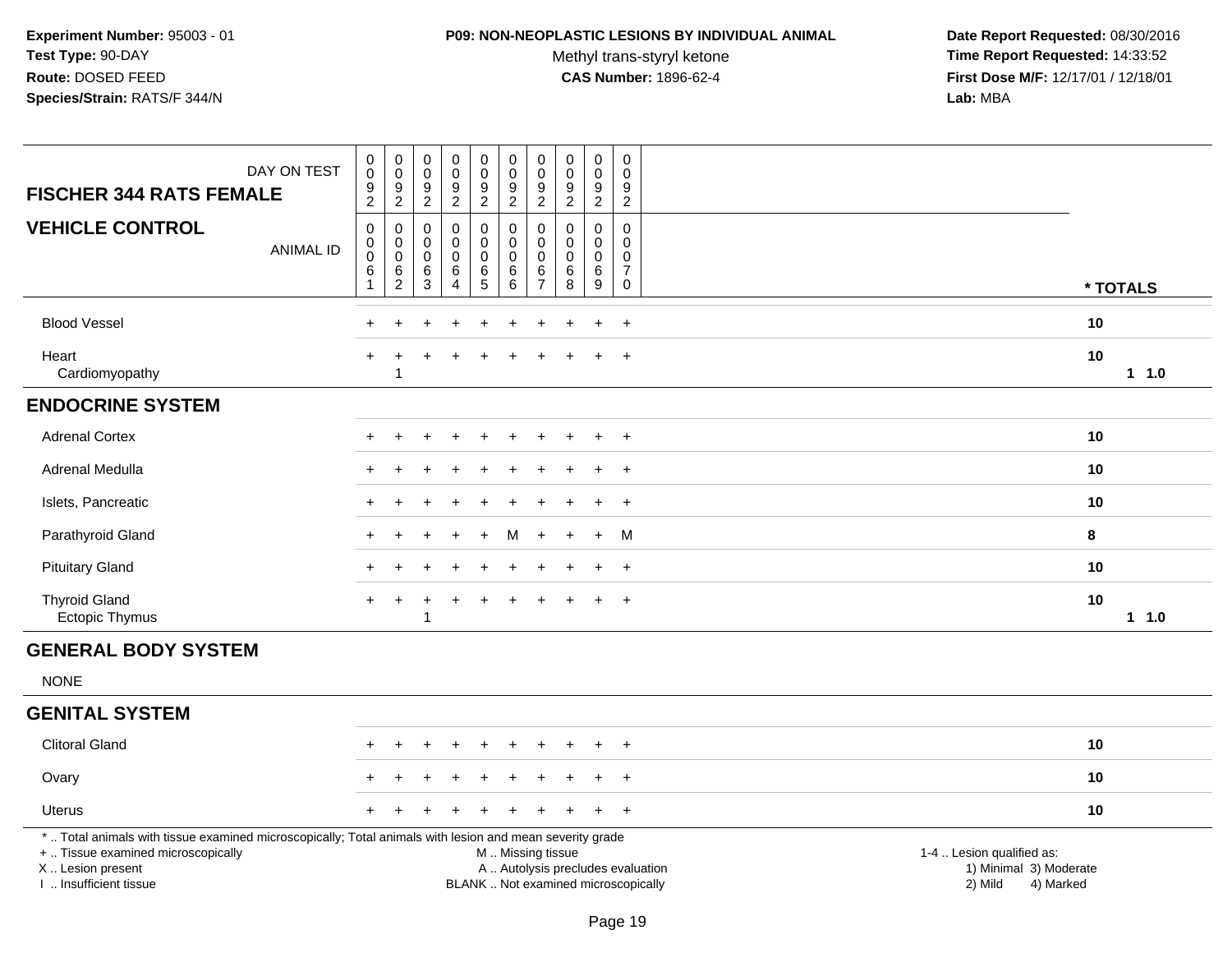**Experiment Number:** 95003 - 01
**Test Type:** 90-DAY
**Route:** DOSED FEED
**Species/Strain:** RATS/F 344/N

**P09: NON-NEOPLASTIC LESIONS BY INDIVIDUAL ANIMAL**
Methyl trans-styryl ketone
**CAS Number:** 1896-62-4

**Date Report Requested:** 08/30/2016
**Time Report Requested:** 14:33:52
**First Dose M/F:** 12/17/01 / 12/18/01
**Lab:** MBA

| DAY ON TEST | 0092 | 0092 | 0092 | 0092 | 0092 | 0092 | 0092 | 0092 | 0092 | 0092 | |
|---|---|---|---|---|---|---|---|---|---|---|---|
| **FISCHER 344 RATS FEMALE** | | | | | | | | | | | |
| **VEHICLE CONTROL** ANIMAL ID | 00061 | 00062 | 00063 | 00064 | 00065 | 00066 | 00067 | 00068 | 00069 | 00070 | * TOTALS |
| Blood Vessel | + | + | + | + | + | + | + | + | + | + | 10 |
| Heart | + | + | + | + | + | + | + | + | + | + | 10 |
| Cardiomyopathy | | 1 | | | | | | | | | 1 1.0 |
| **ENDOCRINE SYSTEM** | | | | | | | | | | | |
| Adrenal Cortex | + | + | + | + | + | + | + | + | + | + | 10 |
| Adrenal Medulla | + | + | + | + | + | + | + | + | + | + | 10 |
| Islets, Pancreatic | + | + | + | + | + | + | + | + | + | + | 10 |
| Parathyroid Gland | + | + | + | + | + | M | + | + | + | M | 8 |
| Pituitary Gland | + | + | + | + | + | + | + | + | + | + | 10 |
| Thyroid Gland | + | + | + | + | + | + | + | + | + | + | 10 |
| Ectopic Thymus | | | 1 | | | | | | | | 1 1.0 |
| **GENERAL BODY SYSTEM** | | | | | | | | | | | |
| NONE | | | | | | | | | | | |
| **GENITAL SYSTEM** | | | | | | | | | | | |
| Clitoral Gland | + | + | + | + | + | + | + | + | + | + | 10 |
| Ovary | + | + | + | + | + | + | + | + | + | + | 10 |
| Uterus | + | + | + | + | + | + | + | + | + | + | 10 |

* .. Total animals with tissue examined microscopically; Total animals with lesion and mean severity grade
+ .. Tissue examined microscopically
X .. Lesion present
I .. Insufficient tissue

M .. Missing tissue
A .. Autolysis precludes evaluation
BLANK .. Not examined microscopically

1-4 .. Lesion qualified as:
1) Minimal 3) Moderate
2) Mild 4) Marked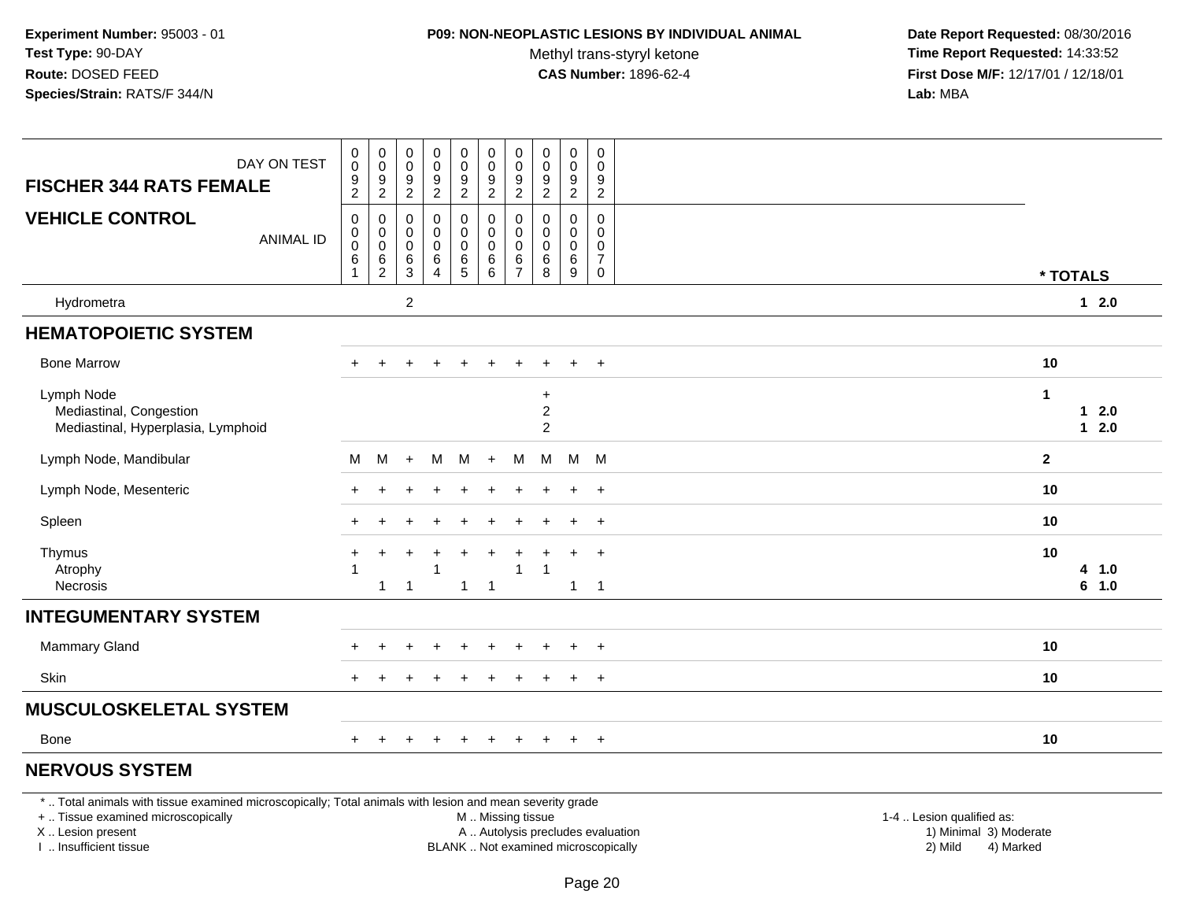**Experiment Number:** 95003 - 01
**Test Type:** 90-DAY
**Route:** DOSED FEED
**Species/Strain:** RATS/F 344/N

**P09: NON-NEOPLASTIC LESIONS BY INDIVIDUAL ANIMAL**
Methyl trans-styryl ketone
**CAS Number:** 1896-62-4

**Date Report Requested:** 08/30/2016
**Time Report Requested:** 14:33:52
**First Dose M/F:** 12/17/01 / 12/18/01
**Lab:** MBA

| FISCHER 344 RATS FEMALE / VEHICLE CONTROL | | | | | | | | | | | |
|---|---|---|---|---|---|---|---|---|---|---|---|
| DAY ON TEST | 0092 | 0092 | 0092 | 0092 | 0092 | 0092 | 0092 | 0092 | 0092 | 0092 | |
| ANIMAL ID | 00061 | 00062 | 00063 | 00064 | 00065 | 00066 | 00067 | 00068 | 00069 | 00070 | * TOTALS |
| Hydrometra | | | 2 | | | | | | | | 1 2.0 |
| **HEMATOPOIETIC SYSTEM** | | | | | | | | | | | |
| Bone Marrow | + | + | + | + | + | + | + | + | + | + | 10 |
| Lymph Node | | | | | | | | + | | | 1 |
| Mediastinal, Congestion | | | | | | | | 2 | | | 1 2.0 |
| Mediastinal, Hyperplasia, Lymphoid | | | | | | | | 2 | | | 1 2.0 |
| Lymph Node, Mandibular | M | M | + | M | M | + | M | M | M | M | 2 |
| Lymph Node, Mesenteric | + | + | + | + | + | + | + | + | + | + | 10 |
| Spleen | + | + | + | + | + | + | + | + | + | + | 10 |
| Thymus | + | + | + | + | + | + | + | + | + | + | 10 |
| Atrophy | 1 | | | 1 | | | 1 | 1 | | | 4 1.0 |
| Necrosis | | 1 | 1 | | 1 | 1 | | | 1 | 1 | 6 1.0 |
| **INTEGUMENTARY SYSTEM** | | | | | | | | | | | |
| Mammary Gland | + | + | + | + | + | + | + | + | + | + | 10 |
| Skin | + | + | + | + | + | + | + | + | + | + | 10 |
| **MUSCULOSKELETAL SYSTEM** | | | | | | | | | | | |
| Bone | + | + | + | + | + | + | + | + | + | + | 10 |
| **NERVOUS SYSTEM** | | | | | | | | | | | |

* .. Total animals with tissue examined microscopically; Total animals with lesion and mean severity grade
+ .. Tissue examined microscopically
X .. Lesion present
I .. Insufficient tissue
M .. Missing tissue
A .. Autolysis precludes evaluation
BLANK .. Not examined microscopically
1-4 .. Lesion qualified as: 1) Minimal 2) Mild 3) Moderate 4) Marked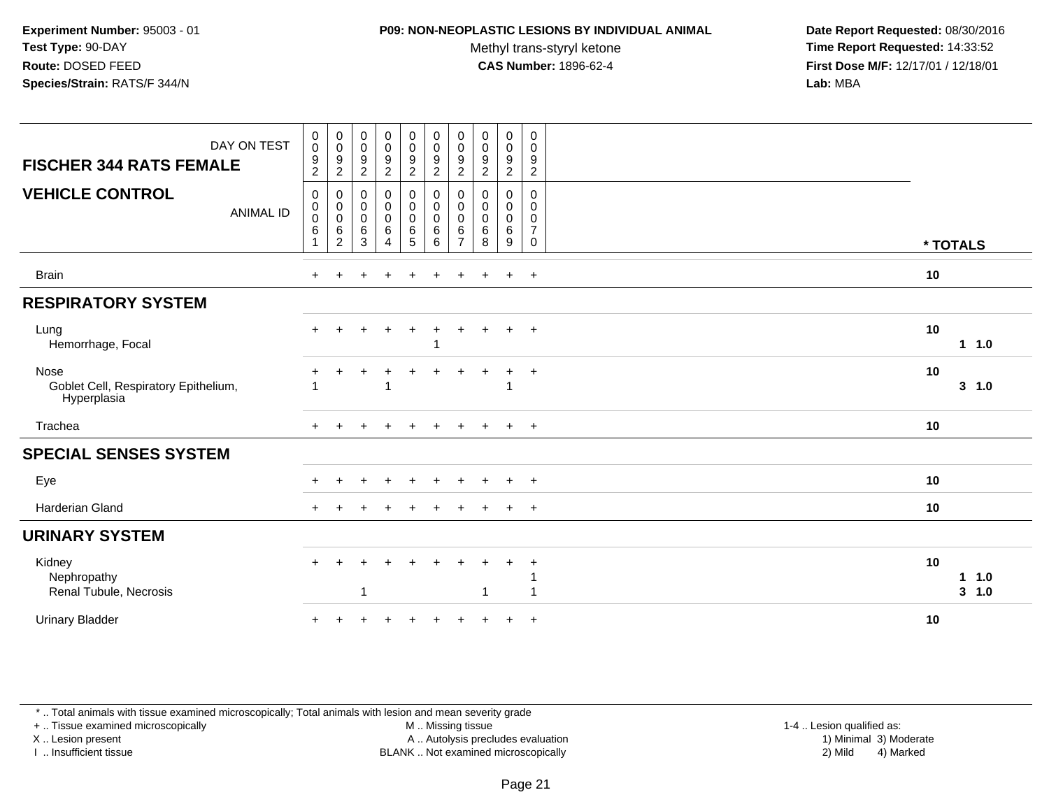**Experiment Number:** 95003 - 01
**Test Type:** 90-DAY
**Route:** DOSED FEED
**Species/Strain:** RATS/F 344/N

**P09: NON-NEOPLASTIC LESIONS BY INDIVIDUAL ANIMAL**
Methyl trans-styryl ketone
**CAS Number:** 1896-62-4

**Date Report Requested:** 08/30/2016
**Time Report Requested:** 14:33:52
**First Dose M/F:** 12/17/01 / 12/18/01
**Lab:** MBA

| FISCHER 344 RATS FEMALE — DAY ON TEST | 0092 | 0092 | 0092 | 0092 | 0092 | 0092 | 0092 | 0092 | 0092 | 0092 | |
|---|---|---|---|---|---|---|---|---|---|---|---|
| **VEHICLE CONTROL** — ANIMAL ID | 00061 | 00062 | 00063 | 00064 | 00065 | 00066 | 00067 | 00068 | 00069 | 00070 | *** TOTALS** |
| Brain | + | + | + | + | + | + | + | + | + | + | 10 |
| **RESPIRATORY SYSTEM** | | | | | | | | | | | |
| Lung | + | + | + | + | + | + | + | + | + | + | 10 |
| Hemorrhage, Focal | | | | | | 1 | | | | | 1 1.0 |
| Nose | + | + | + | + | + | + | + | + | + | + | 10 |
| Goblet Cell, Respiratory Epithelium, Hyperplasia | 1 | | | 1 | | | | | 1 | | 3 1.0 |
| Trachea | + | + | + | + | + | + | + | + | + | + | 10 |
| **SPECIAL SENSES SYSTEM** | | | | | | | | | | | |
| Eye | + | + | + | + | + | + | + | + | + | + | 10 |
| Harderian Gland | + | + | + | + | + | + | + | + | + | + | 10 |
| **URINARY SYSTEM** | | | | | | | | | | | |
| Kidney | + | + | + | + | + | + | + | + | + | + | 10 |
| Nephropathy | | | | | | | | | | 1 | 1 1.0 |
| Renal Tubule, Necrosis | | | 1 | | | | | 1 | | 1 | 3 1.0 |
| Urinary Bladder | + | + | + | + | + | + | + | + | + | + | 10 |

* .. Total animals with tissue examined microscopically; Total animals with lesion and mean severity grade
+ .. Tissue examined microscopically
X .. Lesion present
I .. Insufficient tissue
M .. Missing tissue
A .. Autolysis precludes evaluation
BLANK .. Not examined microscopically
1-4 .. Lesion qualified as: 1) Minimal 2) Mild 3) Moderate 4) Marked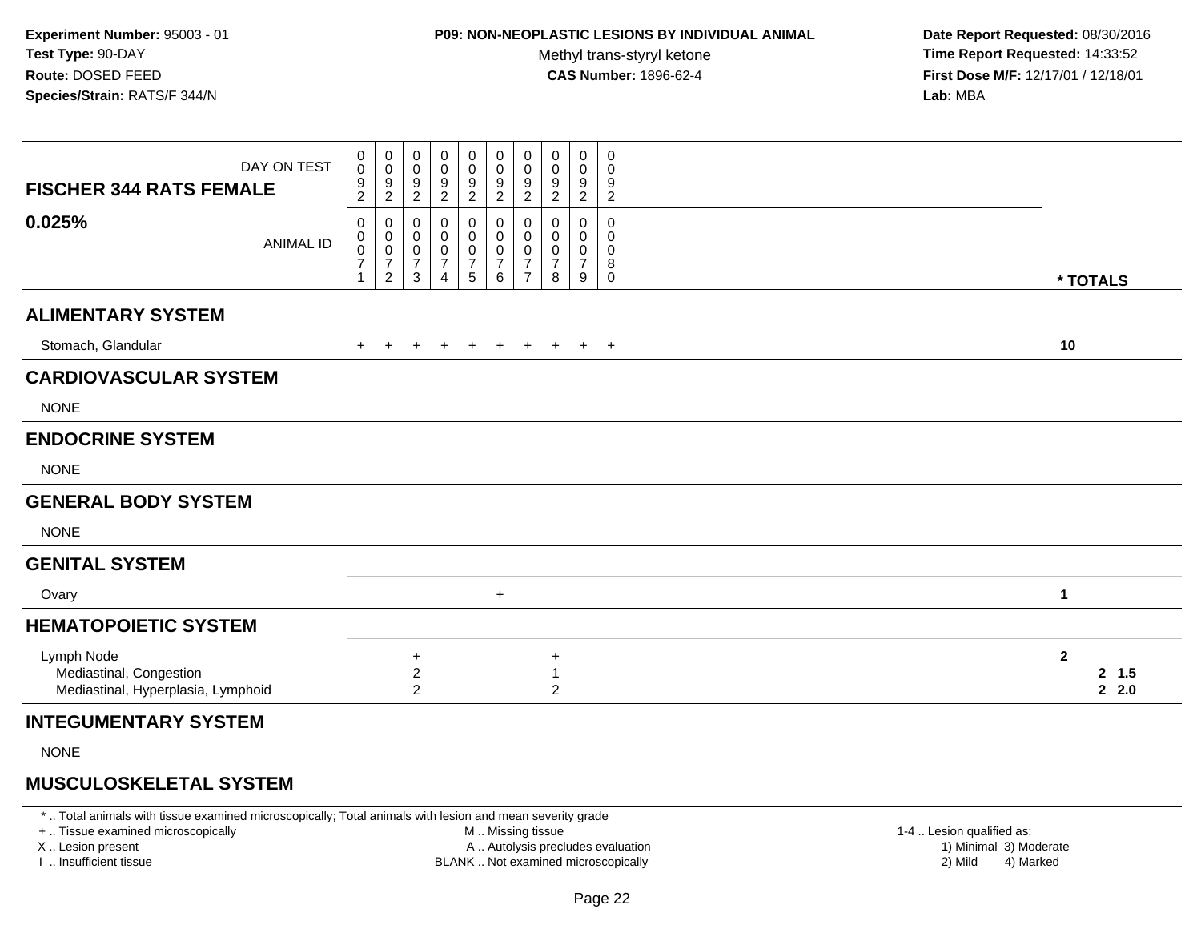**Experiment Number:** 95003 - 01
**Test Type:** 90-DAY
**Route:** DOSED FEED
**Species/Strain:** RATS/F 344/N

**P09: NON-NEOPLASTIC LESIONS BY INDIVIDUAL ANIMAL**
Methyl trans-styryl ketone
**CAS Number:** 1896-62-4

**Date Report Requested:** 08/30/2016
**Time Report Requested:** 14:33:52
**First Dose M/F:** 12/17/01 / 12/18/01
**Lab:** MBA

| FISCHER 344 RATS FEMALE 0.025% | | | | | | | | | | | |
|---|---|---|---|---|---|---|---|---|---|---|---|
| DAY ON TEST | 0092 | 0092 | 0092 | 0092 | 0092 | 0092 | 0092 | 0092 | 0092 | 0092 | |
| ANIMAL ID | 00071 | 00072 | 00073 | 00074 | 00075 | 00076 | 00077 | 00078 | 00079 | 00080 | * TOTALS |
| **ALIMENTARY SYSTEM** | | | | | | | | | | | |
| Stomach, Glandular | + | + | + | + | + | + | + | + | + | + | **10** |
| **CARDIOVASCULAR SYSTEM** | | | | | | | | | | | |
| NONE | | | | | | | | | | | |
| **ENDOCRINE SYSTEM** | | | | | | | | | | | |
| NONE | | | | | | | | | | | |
| **GENERAL BODY SYSTEM** | | | | | | | | | | | |
| NONE | | | | | | | | | | | |
| **GENITAL SYSTEM** | | | | | | | | | | | |
| Ovary | | | | | | + | | | | | **1** |
| **HEMATOPOIETIC SYSTEM** | | | | | | | | | | | |
| Lymph Node | | | + | | | | | + | | | **2** |
| Mediastinal, Congestion | | | 2 | | | | | 1 | | | **2 1.5** |
| Mediastinal, Hyperplasia, Lymphoid | | | 2 | | | | | 2 | | | **2 2.0** |
| **INTEGUMENTARY SYSTEM** | | | | | | | | | | | |
| NONE | | | | | | | | | | | |
| **MUSCULOSKELETAL SYSTEM** | | | | | | | | | | | |

\* .. Total animals with tissue examined microscopically; Total animals with lesion and mean severity grade
\+ .. Tissue examined microscopically
X .. Lesion present
I .. Insufficient tissue
M .. Missing tissue
A .. Autolysis precludes evaluation
BLANK .. Not examined microscopically
1-4 .. Lesion qualified as: 1) Minimal 2) Mild 3) Moderate 4) Marked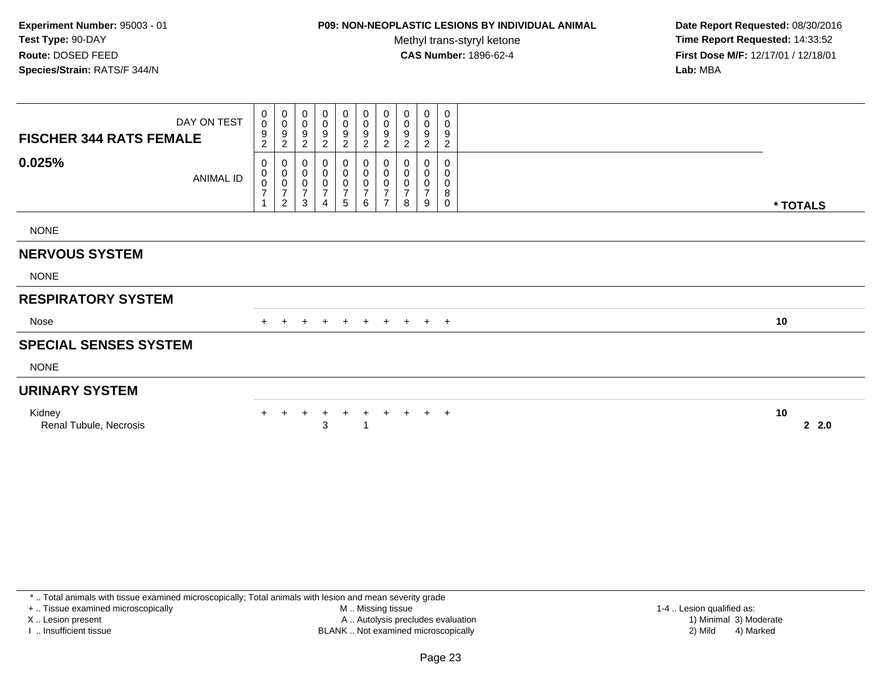**Experiment Number:** 95003 - 01
**Test Type:** 90-DAY
**Route:** DOSED FEED
**Species/Strain:** RATS/F 344/N

**P09: NON-NEOPLASTIC LESIONS BY INDIVIDUAL ANIMAL**
Methyl trans-styryl ketone
**CAS Number:** 1896-62-4

**Date Report Requested:** 08/30/2016
**Time Report Requested:** 14:33:52
**First Dose M/F:** 12/17/01 / 12/18/01
**Lab:** MBA

| FISCHER 344 RATS FEMALE 0.025% | DAY ON TEST | 0092 | 0092 | 0092 | 0092 | 0092 | 0092 | 0092 | 0092 | 0092 | 0092 | |
|---|---|---|---|---|---|---|---|---|---|---|---|---|
| | ANIMAL ID | 00071 | 00072 | 00073 | 00074 | 00075 | 00076 | 00077 | 00078 | 00079 | 00080 | * TOTALS |
| NONE | | | | | | | | | | | | |
| **NERVOUS SYSTEM** | | | | | | | | | | | | |
| NONE | | | | | | | | | | | | |
| **RESPIRATORY SYSTEM** | | | | | | | | | | | | |
| Nose | | + | + | + | + | + | + | + | + | + | + | 10 |
| **SPECIAL SENSES SYSTEM** | | | | | | | | | | | | |
| NONE | | | | | | | | | | | | |
| **URINARY SYSTEM** | | | | | | | | | | | | |
| Kidney | | + | + | + | + | + | + | + | + | + | + | 10 |
| Renal Tubule, Necrosis | | | | | 3 | | 1 | | | | | 2 2.0 |

* .. Total animals with tissue examined microscopically; Total animals with lesion and mean severity grade
+ .. Tissue examined microscopically
X .. Lesion present
I .. Insufficient tissue
M .. Missing tissue
A .. Autolysis precludes evaluation
BLANK .. Not examined microscopically
1-4 .. Lesion qualified as:
1) Minimal 3) Moderate
2) Mild 4) Marked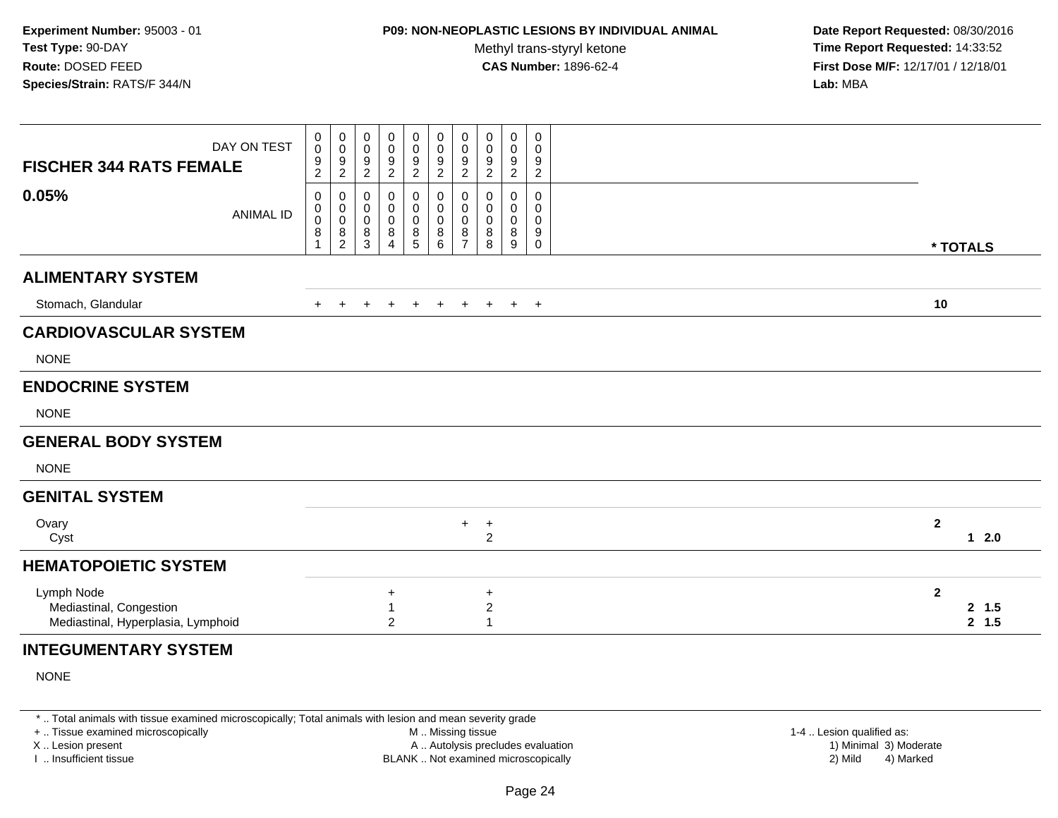**Experiment Number:** 95003 - 01
**Test Type:** 90-DAY
**Route:** DOSED FEED
**Species/Strain:** RATS/F 344/N

**P09: NON-NEOPLASTIC LESIONS BY INDIVIDUAL ANIMAL**
Methyl trans-styryl ketone
**CAS Number:** 1896-62-4

**Date Report Requested:** 08/30/2016
**Time Report Requested:** 14:33:52
**First Dose M/F:** 12/17/01 / 12/18/01
**Lab:** MBA

| FISCHER 344 RATS FEMALE 0.05% | 0081 | 0082 | 0083 | 0084 | 0085 | 0086 | 0087 | 0088 | 0089 | 0090 | * TOTALS |
|---|---|---|---|---|---|---|---|---|---|---|---|
| DAY ON TEST | 0092 | 0092 | 0092 | 0092 | 0092 | 0092 | 0092 | 0092 | 0092 | 0092 | |
| **ALIMENTARY SYSTEM** | | | | | | | | | | | |
| Stomach, Glandular | + | + | + | + | + | + | + | + | + | + | **10** |
| **CARDIOVASCULAR SYSTEM** | | | | | | | | | | | |
| NONE | | | | | | | | | | | |
| **ENDOCRINE SYSTEM** | | | | | | | | | | | |
| NONE | | | | | | | | | | | |
| **GENERAL BODY SYSTEM** | | | | | | | | | | | |
| NONE | | | | | | | | | | | |
| **GENITAL SYSTEM** | | | | | | | | | | | |
| Ovary | | | | | | | + | + | | | **2** |
| Cyst | | | | | | | | 2 | | | **1 2.0** |
| **HEMATOPOIETIC SYSTEM** | | | | | | | | | | | |
| Lymph Node | | | | + | | | | + | | | **2** |
| Mediastinal, Congestion | | | | 1 | | | | 2 | | | **2 1.5** |
| Mediastinal, Hyperplasia, Lymphoid | | | | 2 | | | | 1 | | | **2 1.5** |
| **INTEGUMENTARY SYSTEM** | | | | | | | | | | | |
| NONE | | | | | | | | | | | |

\* .. Total animals with tissue examined microscopically; Total animals with lesion and mean severity grade
\+ .. Tissue examined microscopically
X .. Lesion present
I .. Insufficient tissue
M .. Missing tissue
A .. Autolysis precludes evaluation
BLANK .. Not examined microscopically
1-4 .. Lesion qualified as: 1) Minimal 2) Mild 3) Moderate 4) Marked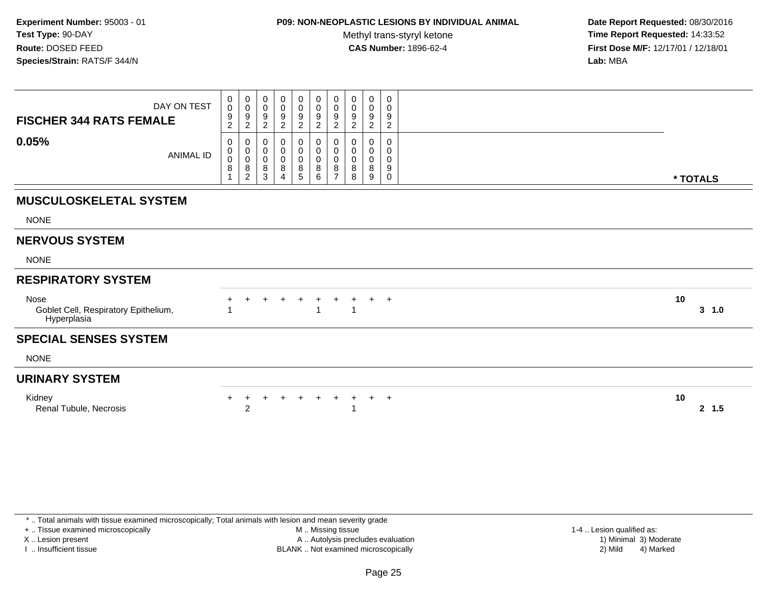**Experiment Number:** 95003 - 01
**Test Type:** 90-DAY
**Route:** DOSED FEED
**Species/Strain:** RATS/F 344/N

**P09: NON-NEOPLASTIC LESIONS BY INDIVIDUAL ANIMAL**
Methyl trans-styryl ketone
**CAS Number:** 1896-62-4

**Date Report Requested:** 08/30/2016
**Time Report Requested:** 14:33:52
**First Dose M/F:** 12/17/01 / 12/18/01
**Lab:** MBA

| FISCHER 344 RATS FEMALE 0.05% | | | | | | | | | | | |
|---|---|---|---|---|---|---|---|---|---|---|---|
| DAY ON TEST | 0092 | 0092 | 0092 | 0092 | 0092 | 0092 | 0092 | 0092 | 0092 | 0092 | |
| ANIMAL ID | 00081 | 00082 | 00083 | 00084 | 00085 | 00086 | 00087 | 00088 | 00089 | 00090 | * TOTALS |
| **MUSCULOSKELETAL SYSTEM** | | | | | | | | | | | |
| NONE | | | | | | | | | | | |
| **NERVOUS SYSTEM** | | | | | | | | | | | |
| NONE | | | | | | | | | | | |
| **RESPIRATORY SYSTEM** | | | | | | | | | | | |
| Nose | + | + | + | + | + | + | + | + | + | + | 10 |
| Goblet Cell, Respiratory Epithelium, Hyperplasia | 1 | | | | | 1 | | 1 | | | 3 1.0 |
| **SPECIAL SENSES SYSTEM** | | | | | | | | | | | |
| NONE | | | | | | | | | | | |
| **URINARY SYSTEM** | | | | | | | | | | | |
| Kidney | + | + | + | + | + | + | + | + | + | + | 10 |
| Renal Tubule, Necrosis | | 2 | | | | | | 1 | | | 2 1.5 |

* .. Total animals with tissue examined microscopically; Total animals with lesion and mean severity grade
+ .. Tissue examined microscopically
X .. Lesion present
I .. Insufficient tissue

M .. Missing tissue
A .. Autolysis precludes evaluation
BLANK .. Not examined microscopically

1-4 .. Lesion qualified as:
1) Minimal 3) Moderate
2) Mild 4) Marked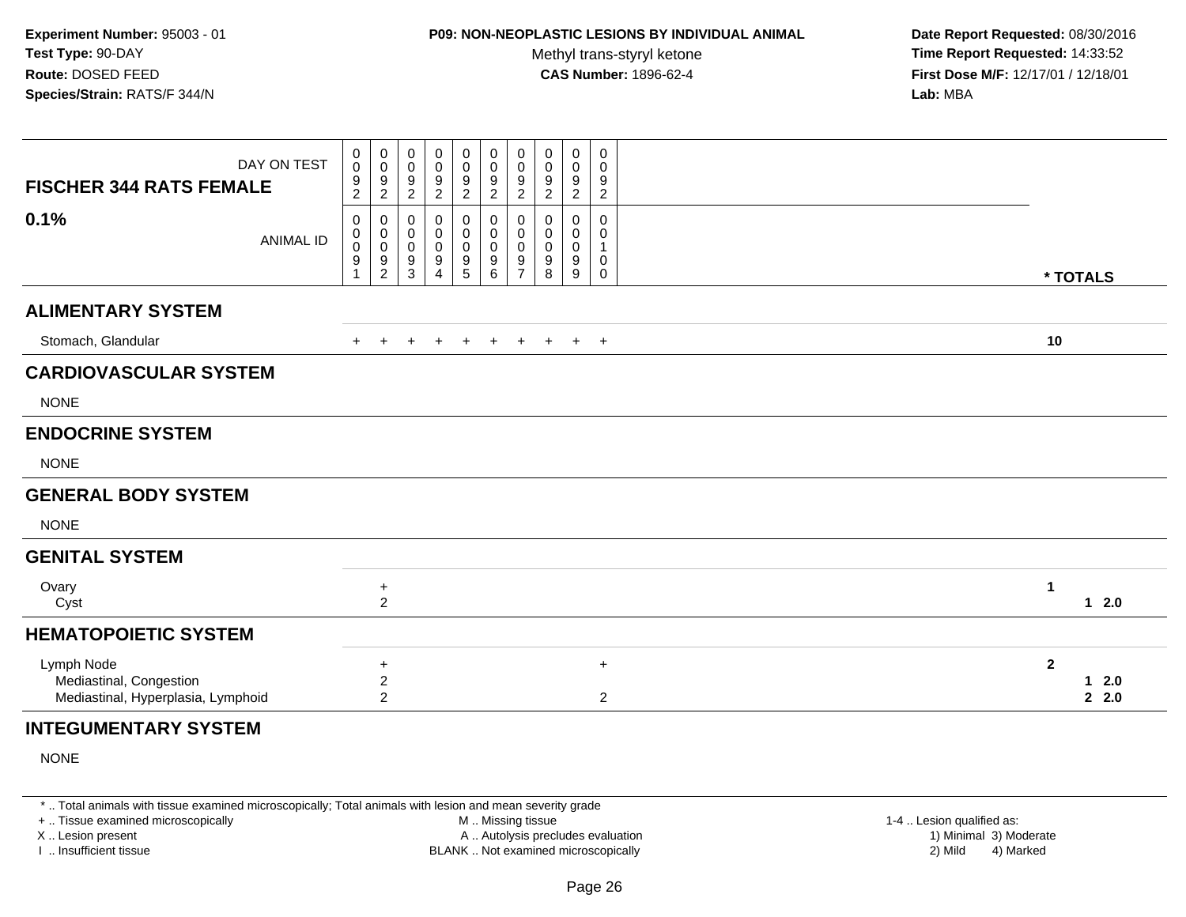**Experiment Number:** 95003 - 01
**Test Type:** 90-DAY
**Route:** DOSED FEED
**Species/Strain:** RATS/F 344/N

**P09: NON-NEOPLASTIC LESIONS BY INDIVIDUAL ANIMAL**
Methyl trans-styryl ketone
**CAS Number:** 1896-62-4

**Date Report Requested:** 08/30/2016
**Time Report Requested:** 14:33:52
**First Dose M/F:** 12/17/01 / 12/18/01
**Lab:** MBA

| FISCHER 344 RATS FEMALE 0.1% | | | | | | | | | | | |
|---|---|---|---|---|---|---|---|---|---|---|---|
| DAY ON TEST | 0092 | 0092 | 0092 | 0092 | 0092 | 0092 | 0092 | 0092 | 0092 | 0092 | |
| ANIMAL ID | 00091 | 00092 | 00093 | 00094 | 00095 | 00096 | 00097 | 00098 | 00099 | 00100 | * TOTALS |
| **ALIMENTARY SYSTEM** | | | | | | | | | | | |
| Stomach, Glandular | + | + | + | + | + | + | + | + | + | + | 10 |
| **CARDIOVASCULAR SYSTEM** | | | | | | | | | | | |
| NONE | | | | | | | | | | | |
| **ENDOCRINE SYSTEM** | | | | | | | | | | | |
| NONE | | | | | | | | | | | |
| **GENERAL BODY SYSTEM** | | | | | | | | | | | |
| NONE | | | | | | | | | | | |
| **GENITAL SYSTEM** | | | | | | | | | | | |
| Ovary | | + | | | | | | | | | 1 |
| Cyst | | 2 | | | | | | | | | 1 2.0 |
| **HEMATOPOIETIC SYSTEM** | | | | | | | | | | | |
| Lymph Node | | + | | | | | | | | + | 2 |
| Mediastinal, Congestion | | 2 | | | | | | | | | 1 2.0 |
| Mediastinal, Hyperplasia, Lymphoid | | 2 | | | | | | | | 2 | 2 2.0 |
| **INTEGUMENTARY SYSTEM** | | | | | | | | | | | |
| NONE | | | | | | | | | | | |

* .. Total animals with tissue examined microscopically; Total animals with lesion and mean severity grade
+ .. Tissue examined microscopically
X .. Lesion present
I .. Insufficient tissue

M .. Missing tissue
A .. Autolysis precludes evaluation
BLANK .. Not examined microscopically

1-4 .. Lesion qualified as:
1) Minimal 3) Moderate
2) Mild 4) Marked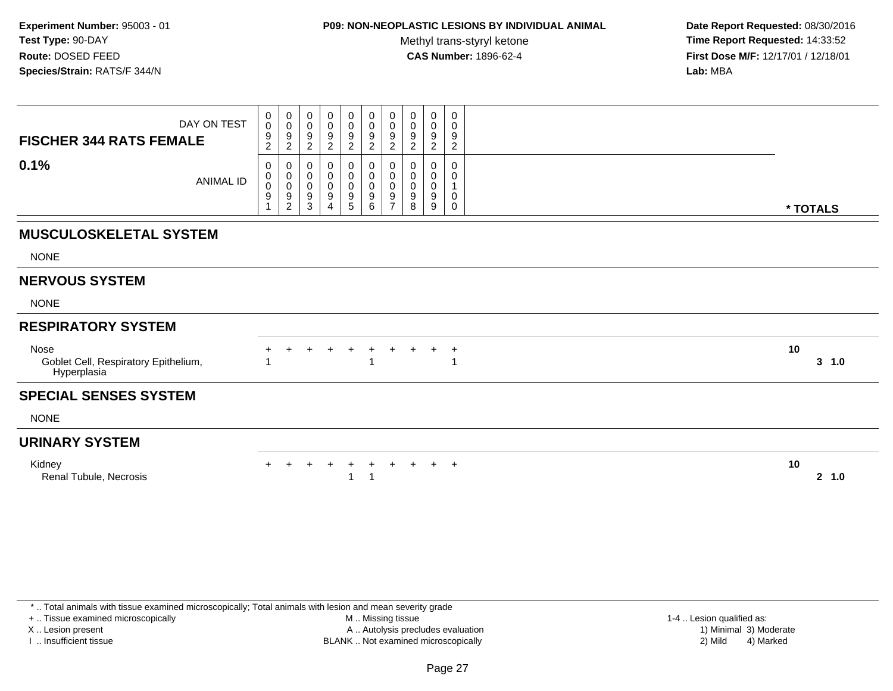**Experiment Number:** 95003 - 01
**Test Type:** 90-DAY
**Route:** DOSED FEED
**Species/Strain:** RATS/F 344/N

**P09: NON-NEOPLASTIC LESIONS BY INDIVIDUAL ANIMAL**
Methyl trans-styryl ketone
**CAS Number:** 1896-62-4

**Date Report Requested:** 08/30/2016
**Time Report Requested:** 14:33:52
**First Dose M/F:** 12/17/01 / 12/18/01
**Lab:** MBA

| FISCHER 344 RATS FEMALE 0.1% | | | | | | | | | | | |
|---|---|---|---|---|---|---|---|---|---|---|---|
| DAY ON TEST | 0092 | 0092 | 0092 | 0092 | 0092 | 0092 | 0092 | 0092 | 0092 | 0092 | |
| ANIMAL ID | 00091 | 00092 | 00093 | 00094 | 00095 | 00096 | 00097 | 00098 | 00099 | 00100 | * TOTALS |
| **MUSCULOSKELETAL SYSTEM** | | | | | | | | | | | |
| NONE | | | | | | | | | | | |
| **NERVOUS SYSTEM** | | | | | | | | | | | |
| NONE | | | | | | | | | | | |
| **RESPIRATORY SYSTEM** | | | | | | | | | | | |
| Nose | + | + | + | + | + | + | + | + | + | + | 10 |
| Goblet Cell, Respiratory Epithelium, Hyperplasia | 1 | | | | | 1 | | | | 1 | 3 1.0 |
| **SPECIAL SENSES SYSTEM** | | | | | | | | | | | |
| NONE | | | | | | | | | | | |
| **URINARY SYSTEM** | | | | | | | | | | | |
| Kidney | + | + | + | + | + | + | + | + | + | + | 10 |
| Renal Tubule, Necrosis | | | | | 1 | 1 | | | | | 2 1.0 |

* .. Total animals with tissue examined microscopically; Total animals with lesion and mean severity grade
+ .. Tissue examined microscopically
X .. Lesion present
I .. Insufficient tissue
M .. Missing tissue
A .. Autolysis precludes evaluation
BLANK .. Not examined microscopically
1-4 .. Lesion qualified as:
1) Minimal 3) Moderate
2) Mild 4) Marked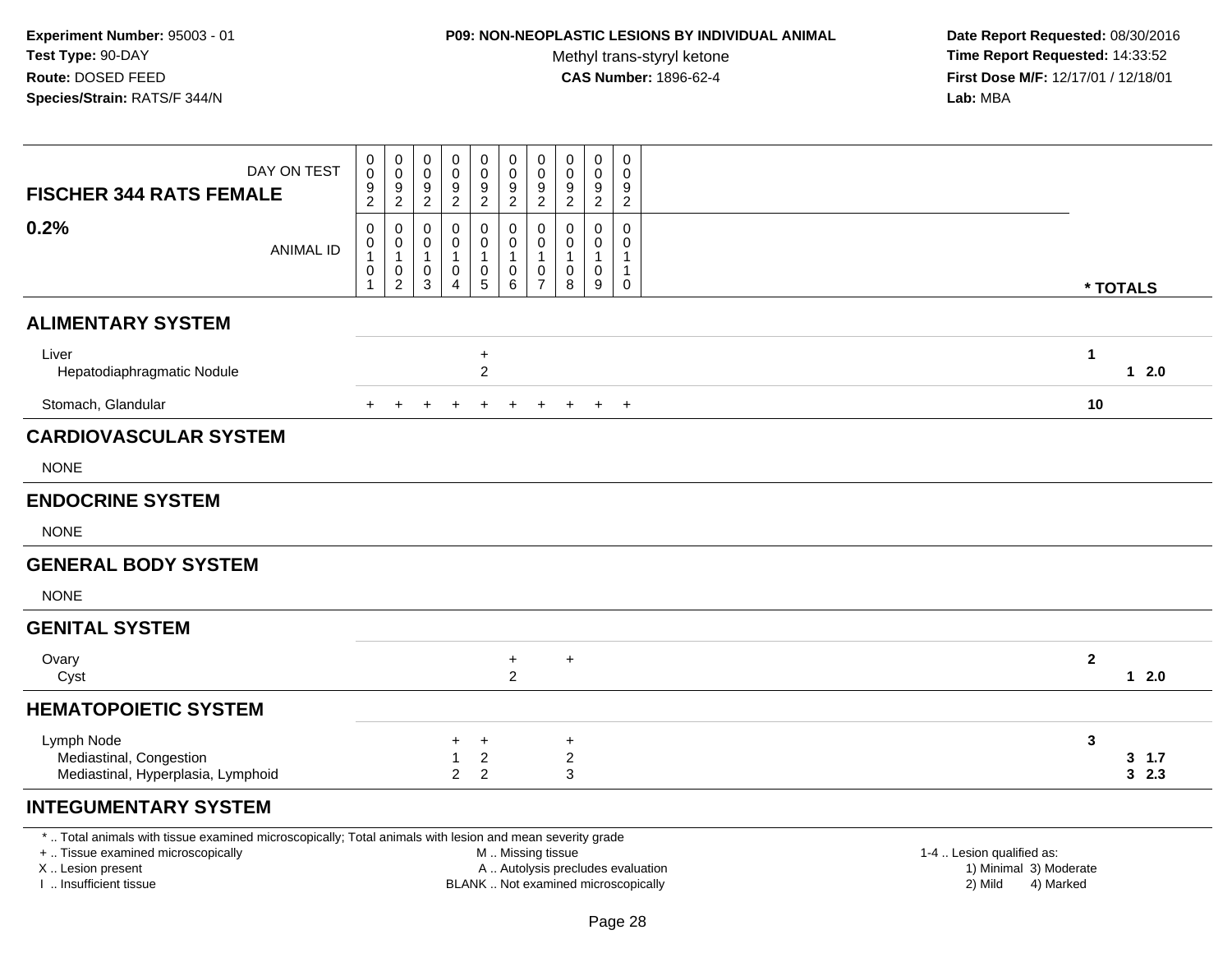**Experiment Number:** 95003 - 01
**Test Type:** 90-DAY
**Route:** DOSED FEED
**Species/Strain:** RATS/F 344/N

**P09: NON-NEOPLASTIC LESIONS BY INDIVIDUAL ANIMAL**
Methyl trans-styryl ketone
**CAS Number:** 1896-62-4

**Date Report Requested:** 08/30/2016
**Time Report Requested:** 14:33:52
**First Dose M/F:** 12/17/01 / 12/18/01
**Lab:** MBA

| FISCHER 344 RATS FEMALE 0.2% | | | | | | | | | | | | |
|---|---|---|---|---|---|---|---|---|---|---|---|---|
| DAY ON TEST | 0092 | 0092 | 0092 | 0092 | 0092 | 0092 | 0092 | 0092 | 0092 | 0092 | | |
| ANIMAL ID | 00101 | 00102 | 00103 | 00104 | 00105 | 00106 | 00107 | 00108 | 00109 | 00110 | * TOTALS | |
| **ALIMENTARY SYSTEM** | | | | | | | | | | | | |
| Liver | | | | | + | | | | | | 1 | |
| Hepatodiaphragmatic Nodule | | | | | 2 | | | | | | | 1 2.0 |
| Stomach, Glandular | + | + | + | + | + | + | + | + | + | + | 10 | |
| **CARDIOVASCULAR SYSTEM** | | | | | | | | | | | | |
| NONE | | | | | | | | | | | | |
| **ENDOCRINE SYSTEM** | | | | | | | | | | | | |
| NONE | | | | | | | | | | | | |
| **GENERAL BODY SYSTEM** | | | | | | | | | | | | |
| NONE | | | | | | | | | | | | |
| **GENITAL SYSTEM** | | | | | | | | | | | | |
| Ovary | | | | | | + | | + | | | 2 | |
| Cyst | | | | | | 2 | | | | | | 1 2.0 |
| **HEMATOPOIETIC SYSTEM** | | | | | | | | | | | | |
| Lymph Node | | | | + | + | | | + | | | 3 | |
| Mediastinal, Congestion | | | | 1 | 2 | | | 2 | | | | 3 1.7 |
| Mediastinal, Hyperplasia, Lymphoid | | | | 2 | 2 | | | 3 | | | | 3 2.3 |
| **INTEGUMENTARY SYSTEM** | | | | | | | | | | | | |

* .. Total animals with tissue examined microscopically; Total animals with lesion and mean severity grade
+ .. Tissue examined microscopically
X .. Lesion present
I .. Insufficient tissue
M .. Missing tissue
A .. Autolysis precludes evaluation
BLANK .. Not examined microscopically
1-4 .. Lesion qualified as:
1) Minimal 3) Moderate
2) Mild 4) Marked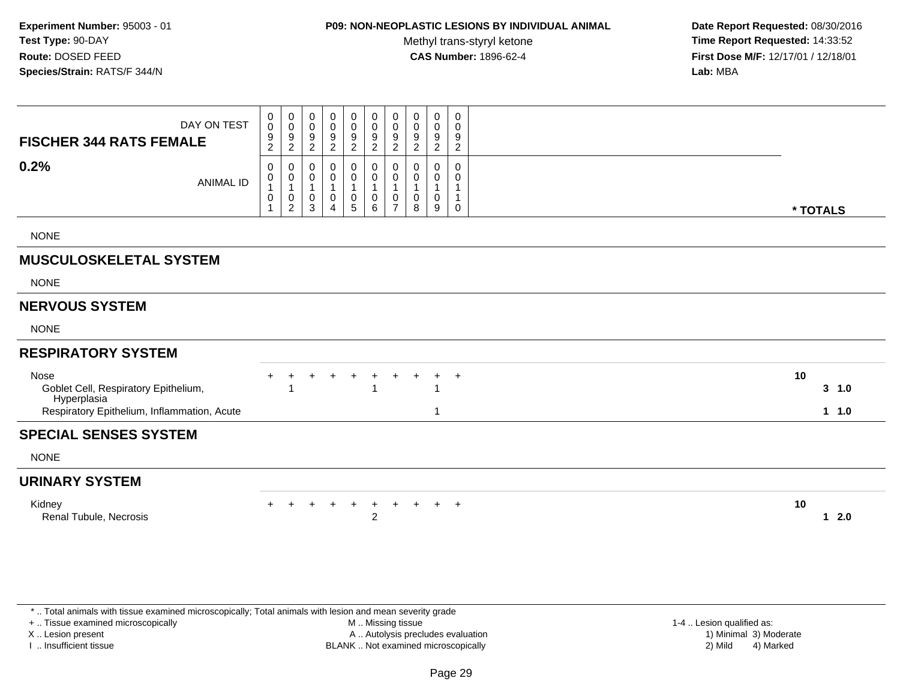**Experiment Number:** 95003 - 01
**Test Type:** 90-DAY
**Route:** DOSED FEED
**Species/Strain:** RATS/F 344/N

**P09: NON-NEOPLASTIC LESIONS BY INDIVIDUAL ANIMAL**
Methyl trans-styryl ketone
**CAS Number:** 1896-62-4

**Date Report Requested:** 08/30/2016
**Time Report Requested:** 14:33:52
**First Dose M/F:** 12/17/01 / 12/18/01
**Lab:** MBA

| FISCHER 344 RATS FEMALE 0.2% | DAY ON TEST | 0092 | 0092 | 0092 | 0092 | 0092 | 0092 | 0092 | 0092 | 0092 | 0092 | |
|---|---|---|---|---|---|---|---|---|---|---|---|---|
| | ANIMAL ID | 00101 | 00102 | 00103 | 00104 | 00105 | 00106 | 00107 | 00108 | 00109 | 00110 | * TOTALS |
| NONE | | | | | | | | | | | | |
| **MUSCULOSKELETAL SYSTEM** | | | | | | | | | | | | |
| NONE | | | | | | | | | | | | |
| **NERVOUS SYSTEM** | | | | | | | | | | | | |
| NONE | | | | | | | | | | | | |
| **RESPIRATORY SYSTEM** | | | | | | | | | | | | |
| Nose | | + | + | + | + | + | + | + | + | + | + | 10 |
| Goblet Cell, Respiratory Epithelium, Hyperplasia | | | 1 | | | | 1 | | | 1 | | 3 1.0 |
| Respiratory Epithelium, Inflammation, Acute | | | | | | | | | | 1 | | 1 1.0 |
| **SPECIAL SENSES SYSTEM** | | | | | | | | | | | | |
| NONE | | | | | | | | | | | | |
| **URINARY SYSTEM** | | | | | | | | | | | | |
| Kidney | | + | + | + | + | + | + | + | + | + | + | 10 |
| Renal Tubule, Necrosis | | | | | | | 2 | | | | | 1 2.0 |

* .. Total animals with tissue examined microscopically; Total animals with lesion and mean severity grade
+ .. Tissue examined microscopically
X .. Lesion present
I .. Insufficient tissue
M .. Missing tissue
A .. Autolysis precludes evaluation
BLANK .. Not examined microscopically
1-4 .. Lesion qualified as:
1) Minimal 3) Moderate
2) Mild 4) Marked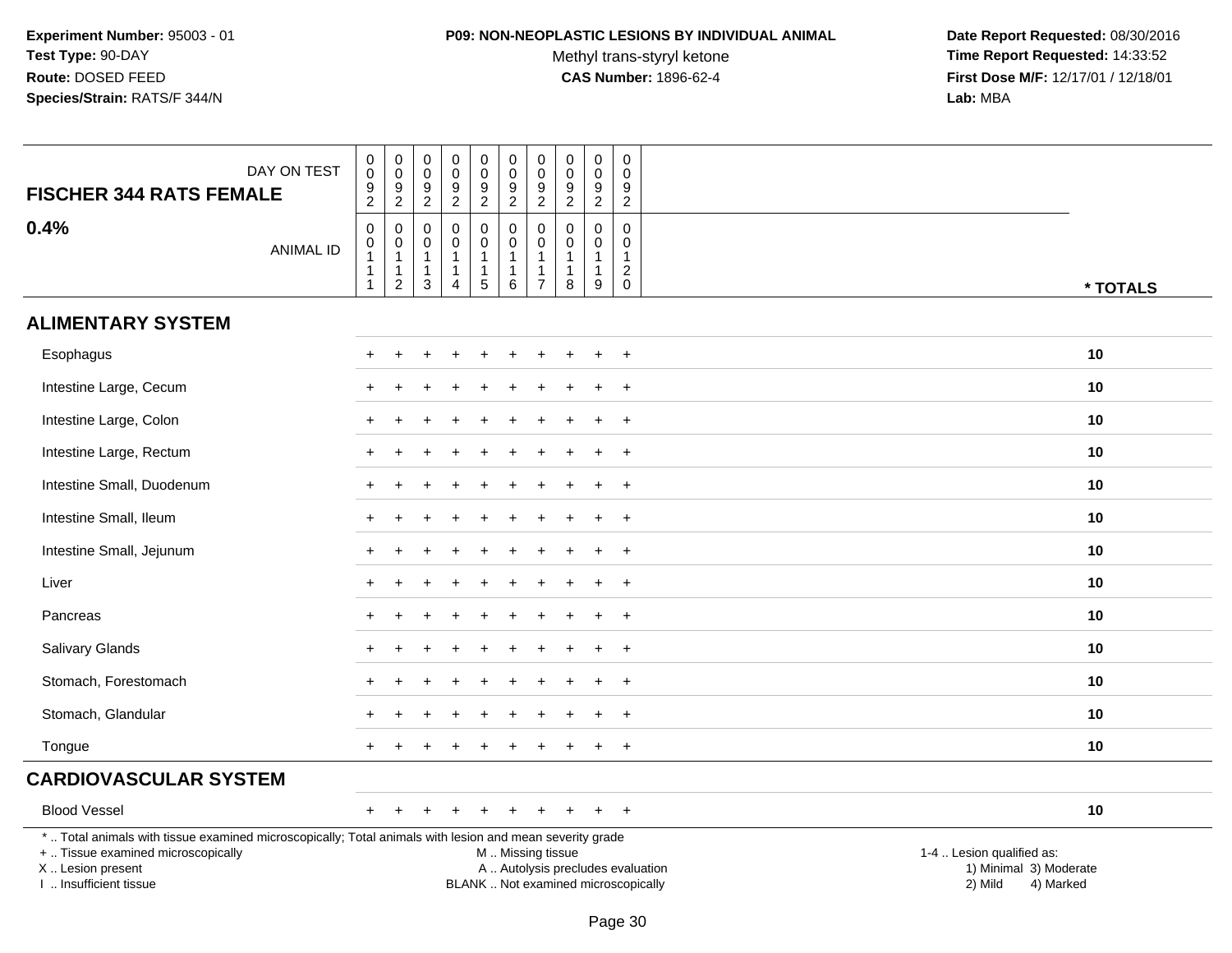**Experiment Number:** 95003 - 01
**Test Type:** 90-DAY
**Route:** DOSED FEED
**Species/Strain:** RATS/F 344/N

**P09: NON-NEOPLASTIC LESIONS BY INDIVIDUAL ANIMAL**
Methyl trans-styryl ketone
**CAS Number:** 1896-62-4

**Date Report Requested:** 08/30/2016
**Time Report Requested:** 14:33:52
**First Dose M/F:** 12/17/01 / 12/18/01
**Lab:** MBA

| FISCHER 344 RATS FEMALE 0.4% | DAY ON TEST | 0092 | 0092 | 0092 | 0092 | 0092 | 0092 | 0092 | 0092 | 0092 | 0092 | |
|---|---|---|---|---|---|---|---|---|---|---|---|---|
| | ANIMAL ID | 00111 | 00112 | 00113 | 00114 | 00115 | 00116 | 00117 | 00118 | 00119 | 00120 | * TOTALS |
| **ALIMENTARY SYSTEM** | | | | | | | | | | | | |
| Esophagus | | + | + | + | + | + | + | + | + | + | + | 10 |
| Intestine Large, Cecum | | + | + | + | + | + | + | + | + | + | + | 10 |
| Intestine Large, Colon | | + | + | + | + | + | + | + | + | + | + | 10 |
| Intestine Large, Rectum | | + | + | + | + | + | + | + | + | + | + | 10 |
| Intestine Small, Duodenum | | + | + | + | + | + | + | + | + | + | + | 10 |
| Intestine Small, Ileum | | + | + | + | + | + | + | + | + | + | + | 10 |
| Intestine Small, Jejunum | | + | + | + | + | + | + | + | + | + | + | 10 |
| Liver | | + | + | + | + | + | + | + | + | + | + | 10 |
| Pancreas | | + | + | + | + | + | + | + | + | + | + | 10 |
| Salivary Glands | | + | + | + | + | + | + | + | + | + | + | 10 |
| Stomach, Forestomach | | + | + | + | + | + | + | + | + | + | + | 10 |
| Stomach, Glandular | | + | + | + | + | + | + | + | + | + | + | 10 |
| Tongue | | + | + | + | + | + | + | + | + | + | + | 10 |
| **CARDIOVASCULAR SYSTEM** | | | | | | | | | | | | |
| Blood Vessel | | + | + | + | + | + | + | + | + | + | + | 10 |

* .. Total animals with tissue examined microscopically; Total animals with lesion and mean severity grade
+ .. Tissue examined microscopically
X .. Lesion present
I .. Insufficient tissue

M .. Missing tissue
A .. Autolysis precludes evaluation
BLANK .. Not examined microscopically

1-4 .. Lesion qualified as:
1) Minimal 3) Moderate
2) Mild 4) Marked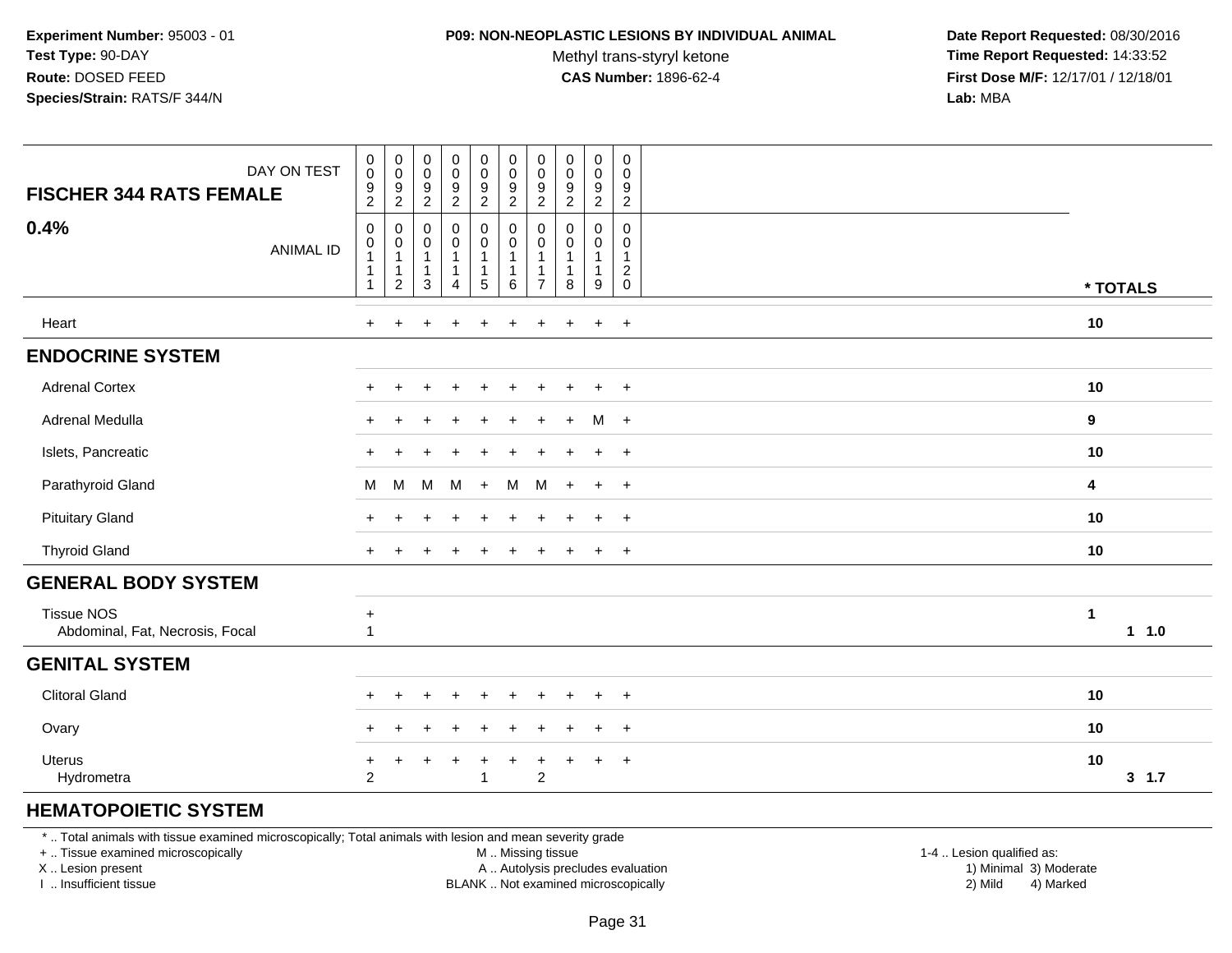**Experiment Number:** 95003 - 01
**Test Type:** 90-DAY
**Route:** DOSED FEED
**Species/Strain:** RATS/F 344/N

**P09: NON-NEOPLASTIC LESIONS BY INDIVIDUAL ANIMAL**
Methyl trans-styryl ketone
**CAS Number:** 1896-62-4

**Date Report Requested:** 08/30/2016
**Time Report Requested:** 14:33:52
**First Dose M/F:** 12/17/01 / 12/18/01
**Lab:** MBA

| FISCHER 344 RATS FEMALE 0.4% | | | | | | | | | | | |
|---|---|---|---|---|---|---|---|---|---|---|---|
| DAY ON TEST | 0092 | 0092 | 0092 | 0092 | 0092 | 0092 | 0092 | 0092 | 0092 | 0092 | |
| ANIMAL ID | 00111 | 00112 | 00113 | 00114 | 00115 | 00116 | 00117 | 00118 | 00119 | 00120 | * TOTALS |
| Heart | + | + | + | + | + | + | + | + | + | + | 10 |
| **ENDOCRINE SYSTEM** | | | | | | | | | | | |
| Adrenal Cortex | + | + | + | + | + | + | + | + | + | + | 10 |
| Adrenal Medulla | + | + | + | + | + | + | + | + | M | + | 9 |
| Islets, Pancreatic | + | + | + | + | + | + | + | + | + | + | 10 |
| Parathyroid Gland | M | M | M | M | + | M | M | + | + | + | 4 |
| Pituitary Gland | + | + | + | + | + | + | + | + | + | + | 10 |
| Thyroid Gland | + | + | + | + | + | + | + | + | + | + | 10 |
| **GENERAL BODY SYSTEM** | | | | | | | | | | | |
| Tissue NOS | + | | | | | | | | | | 1 |
| Abdominal, Fat, Necrosis, Focal | 1 | | | | | | | | | | 1 1.0 |
| **GENITAL SYSTEM** | | | | | | | | | | | |
| Clitoral Gland | + | + | + | + | + | + | + | + | + | + | 10 |
| Ovary | + | + | + | + | + | + | + | + | + | + | 10 |
| Uterus | + | + | + | + | + | + | + | + | + | + | 10 |
| Hydrometra | 2 | | | | 1 | | 2 | | | | 3 1.7 |
| **HEMATOPOIETIC SYSTEM** | | | | | | | | | | | |

\* .. Total animals with tissue examined microscopically; Total animals with lesion and mean severity grade
\+ .. Tissue examined microscopically
X .. Lesion present
I .. Insufficient tissue

M .. Missing tissue
A .. Autolysis precludes evaluation
BLANK .. Not examined microscopically

1-4 .. Lesion qualified as:
1) Minimal 3) Moderate
2) Mild 4) Marked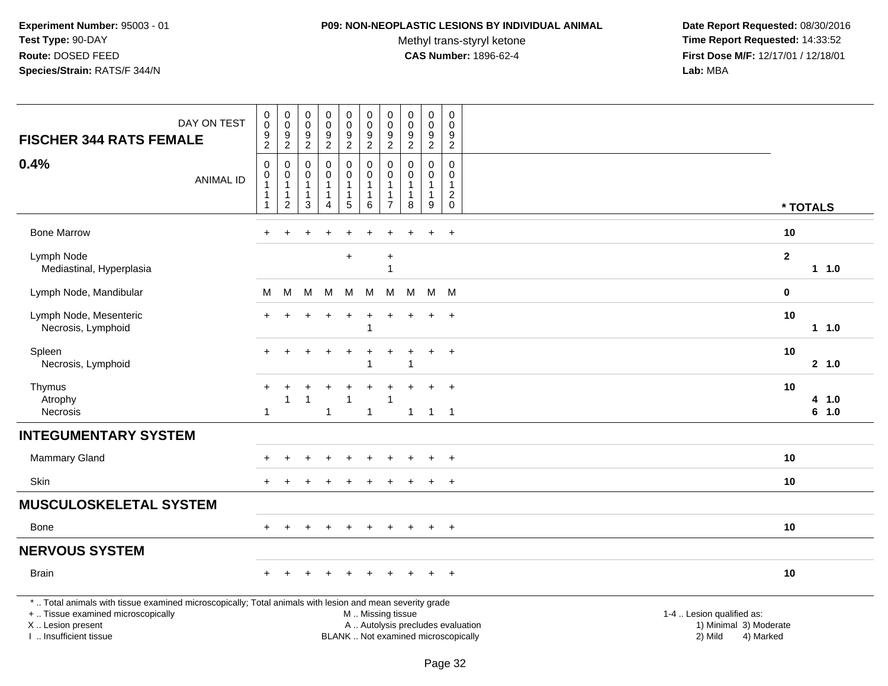**Experiment Number:** 95003 - 01
**Test Type:** 90-DAY
**Route:** DOSED FEED
**Species/Strain:** RATS/F 344/N

**P09: NON-NEOPLASTIC LESIONS BY INDIVIDUAL ANIMAL**
Methyl trans-styryl ketone
**CAS Number:** 1896-62-4

**Date Report Requested:** 08/30/2016
**Time Report Requested:** 14:33:52
**First Dose M/F:** 12/17/01 / 12/18/01
**Lab:** MBA

| FISCHER 344 RATS FEMALE 0.4% | | | | | | | | | | | |
|---|---|---|---|---|---|---|---|---|---|---|---|
| DAY ON TEST | 0092 | 0092 | 0092 | 0092 | 0092 | 0092 | 0092 | 0092 | 0092 | 0092 | |
| ANIMAL ID | 00111 | 00112 | 00113 | 00114 | 00115 | 00116 | 00117 | 00118 | 00119 | 00120 | * TOTALS |
| Bone Marrow | + | + | + | + | + | + | + | + | + | + | 10 |
| Lymph Node | | | | | + | | + | | | | 2 |
| Mediastinal, Hyperplasia | | | | | | | 1 | | | | 1 1.0 |
| Lymph Node, Mandibular | M | M | M | M | M | M | M | M | M | M | 0 |
| Lymph Node, Mesenteric | + | + | + | + | + | + | + | + | + | + | 10 |
| Necrosis, Lymphoid | | | | | | 1 | | | | | 1 1.0 |
| Spleen | + | + | + | + | + | + | + | + | + | + | 10 |
| Necrosis, Lymphoid | | | | | | 1 | | 1 | | | 2 1.0 |
| Thymus | + | + | + | + | + | + | + | + | + | + | 10 |
| Atrophy | | 1 | 1 | | 1 | | 1 | | | | 4 1.0 |
| Necrosis | 1 | | | 1 | | 1 | | 1 | 1 | 1 | 6 1.0 |
| **INTEGUMENTARY SYSTEM** | | | | | | | | | | | |
| Mammary Gland | + | + | + | + | + | + | + | + | + | + | 10 |
| Skin | + | + | + | + | + | + | + | + | + | + | 10 |
| **MUSCULOSKELETAL SYSTEM** | | | | | | | | | | | |
| Bone | + | + | + | + | + | + | + | + | + | + | 10 |
| **NERVOUS SYSTEM** | | | | | | | | | | | |
| Brain | + | + | + | + | + | + | + | + | + | + | 10 |

* .. Total animals with tissue examined microscopically; Total animals with lesion and mean severity grade
+ .. Tissue examined microscopically
X .. Lesion present
I .. Insufficient tissue

M .. Missing tissue
A .. Autolysis precludes evaluation
BLANK .. Not examined microscopically

1-4 .. Lesion qualified as:
1) Minimal 3) Moderate
2) Mild 4) Marked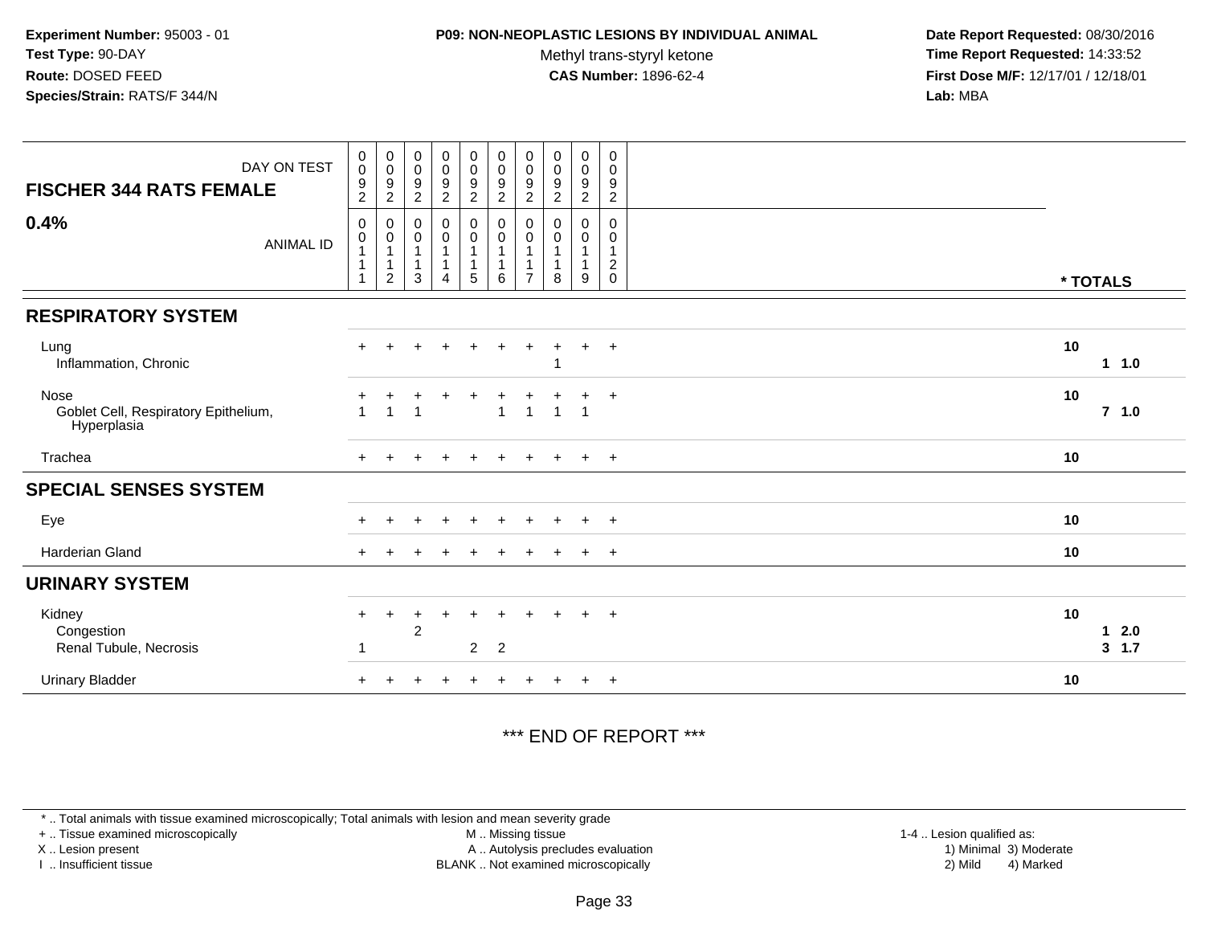**Experiment Number:** 95003 - 01
**Test Type:** 90-DAY
**Route:** DOSED FEED
**Species/Strain:** RATS/F 344/N

**P09: NON-NEOPLASTIC LESIONS BY INDIVIDUAL ANIMAL**
Methyl trans-styryl ketone
**CAS Number:** 1896-62-4

**Date Report Requested:** 08/30/2016
**Time Report Requested:** 14:33:52
**First Dose M/F:** 12/17/01 / 12/18/01
**Lab:** MBA

| FISCHER 344 RATS FEMALE 0.4% | | | | | | | | | | | |
|---|---|---|---|---|---|---|---|---|---|---|---|
| DAY ON TEST | 0092 | 0092 | 0092 | 0092 | 0092 | 0092 | 0092 | 0092 | 0092 | 0092 | |
| ANIMAL ID | 00111 | 00112 | 00113 | 00114 | 00115 | 00116 | 00117 | 00118 | 00119 | 00120 | * TOTALS |
| **RESPIRATORY SYSTEM** | | | | | | | | | | | |
| Lung | + | + | + | + | + | + | + | + | + | + | 10 |
| Inflammation, Chronic | | | | | | | | 1 | | | 1 1.0 |
| Nose | + | + | + | + | + | + | + | + | + | + | 10 |
| Goblet Cell, Respiratory Epithelium, Hyperplasia | 1 | 1 | 1 | | | 1 | 1 | 1 | 1 | | 7 1.0 |
| Trachea | + | + | + | + | + | + | + | + | + | + | 10 |
| **SPECIAL SENSES SYSTEM** | | | | | | | | | | | |
| Eye | + | + | + | + | + | + | + | + | + | + | 10 |
| Harderian Gland | + | + | + | + | + | + | + | + | + | + | 10 |
| **URINARY SYSTEM** | | | | | | | | | | | |
| Kidney | + | + | + | + | + | + | + | + | + | + | 10 |
| Congestion | | | 2 | | | | | | | | 1 2.0 |
| Renal Tubule, Necrosis | 1 | | | | 2 | 2 | | | | | 3 1.7 |
| Urinary Bladder | + | + | + | + | + | + | + | + | + | + | 10 |

*** END OF REPORT ***

* .. Total animals with tissue examined microscopically; Total animals with lesion and mean severity grade
+ .. Tissue examined microscopically
X .. Lesion present
I .. Insufficient tissue
M .. Missing tissue
A .. Autolysis precludes evaluation
BLANK .. Not examined microscopically
1-4 .. Lesion qualified as:
1) Minimal 3) Moderate
2) Mild 4) Marked